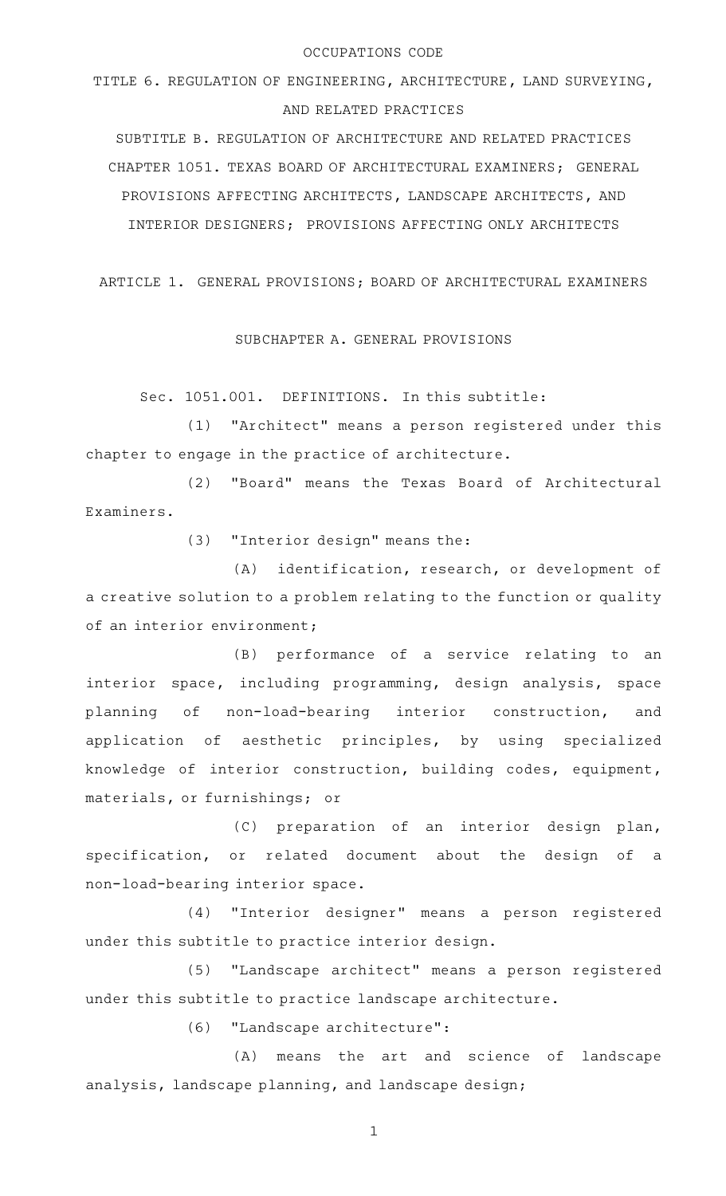OCCUPATIONS CODE

# TITLE 6. REGULATION OF ENGINEERING, ARCHITECTURE, LAND SURVEYING, AND RELATED PRACTICES

## SUBTITLE B. REGULATION OF ARCHITECTURE AND RELATED PRACTICES

## CHAPTER 1051. TEXAS BOARD OF ARCHITECTURAL EXAMINERS; GENERAL PROVISIONS AFFECTING ARCHITECTS, LANDSCAPE ARCHITECTS, AND INTERIOR DESIGNERS; PROVISIONS AFFECTING ONLY ARCHITECTS

### ARTICLE 1. GENERAL PROVISIONS; BOARD OF ARCHITECTURAL EXAMINERS

### SUBCHAPTER A. GENERAL PROVISIONS

Sec. 1051.001. DEFINITIONS. In this subtitle:

(1) "Architect" means a person registered under this chapter to engage in the practice of architecture.

(2) "Board" means the Texas Board of Architectural Examiners.

(3) "Interior design" means the:

(A) identification, research, or development of a creative solution to a problem relating to the function or quality of an interior environment;

(B) performance of a service relating to an interior space, including programming, design analysis, space planning of non-load-bearing interior construction, and application of aesthetic principles, by using specialized knowledge of interior construction, building codes, equipment, materials, or furnishings; or

(C) preparation of an interior design plan, specification, or related document about the design of a non-load-bearing interior space.

(4) "Interior designer" means a person registered under this subtitle to practice interior design.

(5) "Landscape architect" means a person registered under this subtitle to practice landscape architecture.

(6) "Landscape architecture":

(A) means the art and science of landscape analysis, landscape planning, and landscape design;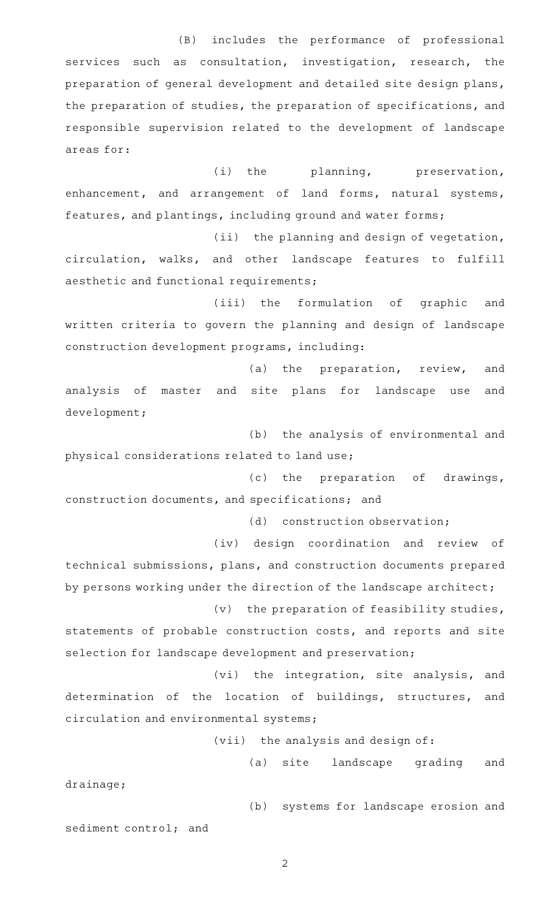(B) includes the performance of professional services such as consultation, investigation, research, the preparation of general development and detailed site design plans, the preparation of studies, the preparation of specifications, and responsible supervision related to the development of landscape areas for:

(i) the planning, preservation, enhancement, and arrangement of land forms, natural systems, features, and plantings, including ground and water forms;

(ii) the planning and design of vegetation, circulation, walks, and other landscape features to fulfill aesthetic and functional requirements;

(iii) the formulation of graphic and written criteria to govern the planning and design of landscape construction development programs, including:

(a) the preparation, review, and analysis of master and site plans for landscape use and development;

(b) the analysis of environmental and physical considerations related to land use;

(c) the preparation of drawings, construction documents, and specifications; and

(d) construction observation;

(iv) design coordination and review of technical submissions, plans, and construction documents prepared by persons working under the direction of the landscape architect;

(v) the preparation of feasibility studies, statements of probable construction costs, and reports and site selection for landscape development and preservation;

(vi) the integration, site analysis, and determination of the location of buildings, structures, and circulation and environmental systems;

(vii) the analysis and design of:

(a) site landscape grading and drainage;

(b) systems for landscape erosion and sediment control; and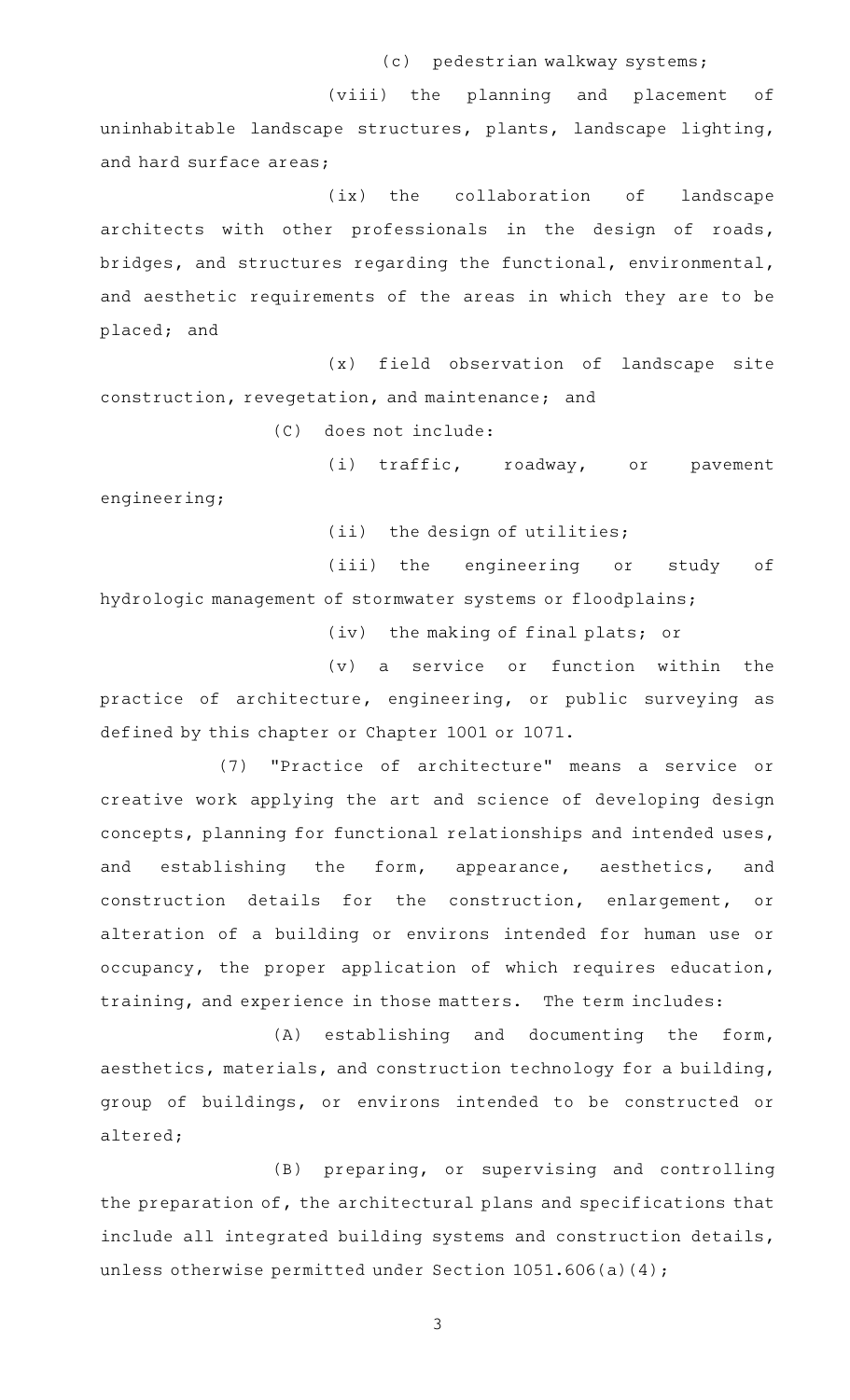(c) pedestrian walkway systems;

(viii) the planning and placement of uninhabitable landscape structures, plants, landscape lighting, and hard surface areas;

(ix) the collaboration of landscape architects with other professionals in the design of roads, bridges, and structures regarding the functional, environmental, and aesthetic requirements of the areas in which they are to be placed; and

(x) field observation of landscape site construction, revegetation, and maintenance; and

(C) does not include:

(i) traffic, roadway, or pavement engineering;

(ii) the design of utilities;

(iii) the engineering or study of hydrologic management of stormwater systems or floodplains;

(iv) the making of final plats; or

(v) a service or function within the practice of architecture, engineering, or public surveying as defined by this chapter or Chapter 1001 or 1071.

(7) "Practice of architecture" means a service or creative work applying the art and science of developing design concepts, planning for functional relationships and intended uses, and establishing the form, appearance, aesthetics, and construction details for the construction, enlargement, or alteration of a building or environs intended for human use or occupancy, the proper application of which requires education, training, and experience in those matters. The term includes:

(A) establishing and documenting the form, aesthetics, materials, and construction technology for a building, group of buildings, or environs intended to be constructed or altered;

(B) preparing, or supervising and controlling the preparation of, the architectural plans and specifications that include all integrated building systems and construction details, unless otherwise permitted under Section 1051.606(a)(4);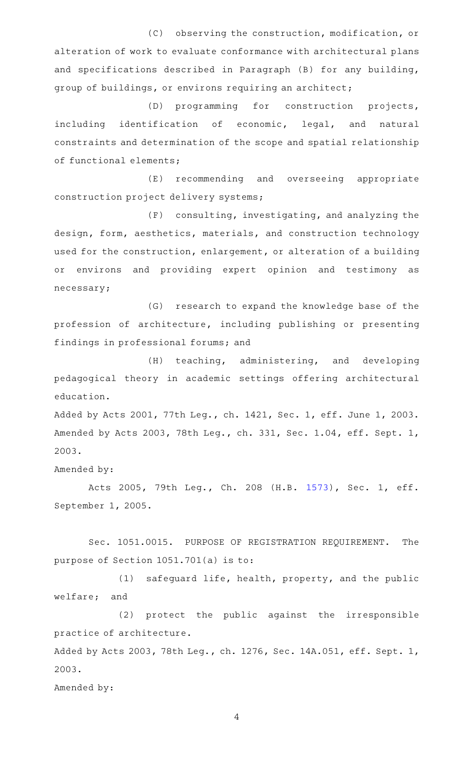(C) observing the construction, modification, or alteration of work to evaluate conformance with architectural plans and specifications described in Paragraph (B) for any building, group of buildings, or environs requiring an architect;

(D) programming for construction projects, including identification of economic, legal, and natural constraints and determination of the scope and spatial relationship of functional elements;

(E) recommending and overseeing appropriate construction project delivery systems;

(F) consulting, investigating, and analyzing the design, form, aesthetics, materials, and construction technology used for the construction, enlargement, or alteration of a building or environs and providing expert opinion and testimony as necessary;

(G) research to expand the knowledge base of the profession of architecture, including publishing or presenting findings in professional forums; and

(H) teaching, administering, and developing pedagogical theory in academic settings offering architectural education.

Added by Acts 2001, 77th Leg., ch. 1421, Sec. 1, eff. June 1, 2003. Amended by Acts 2003, 78th Leg., ch. 331, Sec. 1.04, eff. Sept. 1, 2003.

Amended by:

Acts 2005, 79th Leg., Ch. 208 (H.B. 1573), Sec. 1, eff. September 1, 2005.

Sec. 1051.0015. PURPOSE OF REGISTRATION REQUIREMENT. The purpose of Section 1051.701(a) is to:

(1) safeguard life, health, property, and the public welfare; and

(2) protect the public against the irresponsible practice of architecture.

Added by Acts 2003, 78th Leg., ch. 1276, Sec. 14A.051, eff. Sept. 1, 2003.

Amended by: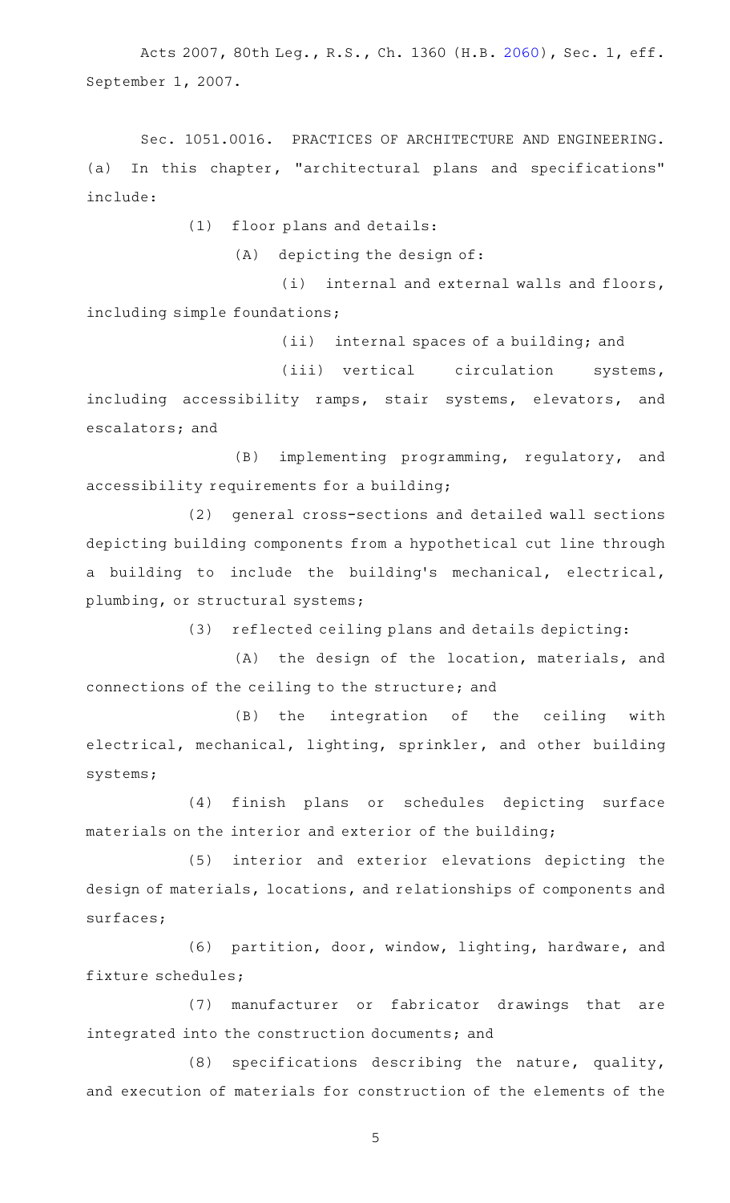Acts 2007, 80th Leg., R.S., Ch. 1360 (H.B. 2060), Sec. 1, eff. September 1, 2007.

Sec. 1051.0016. PRACTICES OF ARCHITECTURE AND ENGINEERING. (a) In this chapter, "architectural plans and specifications" include:

(1) floor plans and details:

(A) depicting the design of:

(i) internal and external walls and floors, including simple foundations;

(ii) internal spaces of a building; and

(iii) vertical circulation systems, including accessibility ramps, stair systems, elevators, and escalators; and

(B) implementing programming, regulatory, and accessibility requirements for a building;

(2) general cross-sections and detailed wall sections depicting building components from a hypothetical cut line through a building to include the building's mechanical, electrical, plumbing, or structural systems;

(3) reflected ceiling plans and details depicting:

(A) the design of the location, materials, and connections of the ceiling to the structure; and

(B) the integration of the ceiling with electrical, mechanical, lighting, sprinkler, and other building systems;

(4) finish plans or schedules depicting surface materials on the interior and exterior of the building;

(5) interior and exterior elevations depicting the design of materials, locations, and relationships of components and surfaces;

(6) partition, door, window, lighting, hardware, and fixture schedules;

(7) manufacturer or fabricator drawings that are integrated into the construction documents; and

(8) specifications describing the nature, quality, and execution of materials for construction of the elements of the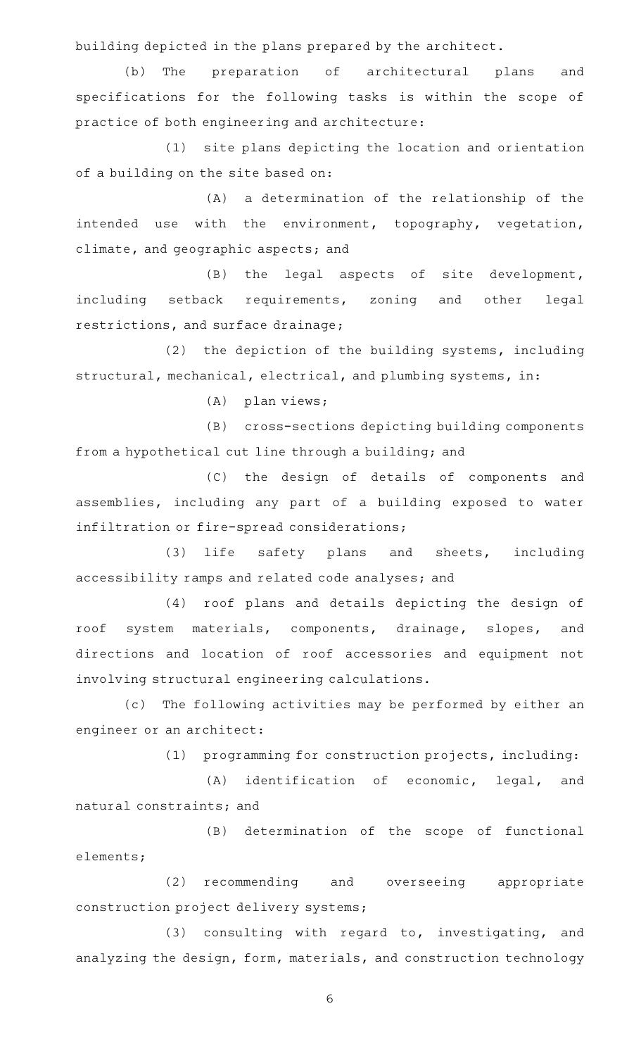building depicted in the plans prepared by the architect.

(b) The preparation of architectural plans and specifications for the following tasks is within the scope of practice of both engineering and architecture:

(1) site plans depicting the location and orientation of a building on the site based on:

(A) a determination of the relationship of the intended use with the environment, topography, vegetation, climate, and geographic aspects; and

(B) the legal aspects of site development, including setback requirements, zoning and other legal restrictions, and surface drainage;

(2) the depiction of the building systems, including structural, mechanical, electrical, and plumbing systems, in:

(A) plan views;

(B) cross-sections depicting building components from a hypothetical cut line through a building; and

(C) the design of details of components and assemblies, including any part of a building exposed to water infiltration or fire-spread considerations;

(3) life safety plans and sheets, including accessibility ramps and related code analyses; and

(4) roof plans and details depicting the design of roof system materials, components, drainage, slopes, and directions and location of roof accessories and equipment not involving structural engineering calculations.

(c) The following activities may be performed by either an engineer or an architect:

(1) programming for construction projects, including:

(A) identification of economic, legal, and natural constraints; and

(B) determination of the scope of functional elements;

(2) recommending and overseeing appropriate construction project delivery systems;

(3) consulting with regard to, investigating, and analyzing the design, form, materials, and construction technology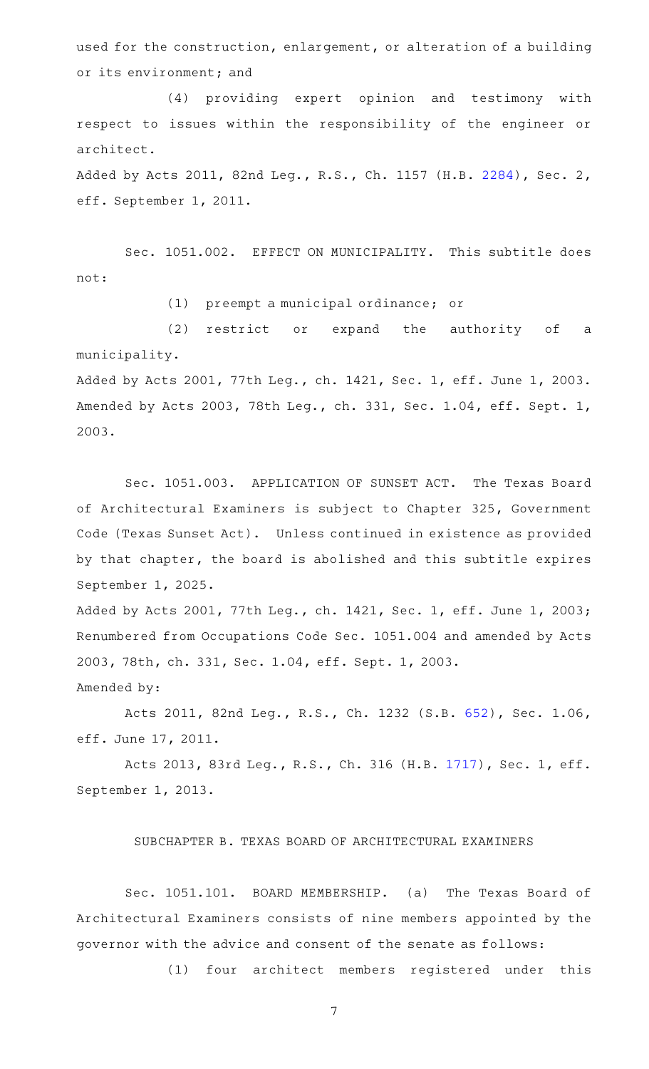used for the construction, enlargement, or alteration of a building or its environment; and

(4) providing expert opinion and testimony with respect to issues within the responsibility of the engineer or architect.

Added by Acts 2011, 82nd Leg., R.S., Ch. 1157 (H.B. 2284), Sec. 2, eff. September 1, 2011.

Sec. 1051.002. EFFECT ON MUNICIPALITY. This subtitle does not:

(1) preempt a municipal ordinance; or

(2) restrict or expand the authority of a municipality.

Added by Acts 2001, 77th Leg., ch. 1421, Sec. 1, eff. June 1, 2003. Amended by Acts 2003, 78th Leg., ch. 331, Sec. 1.04, eff. Sept. 1, 2003.

Sec. 1051.003. APPLICATION OF SUNSET ACT. The Texas Board of Architectural Examiners is subject to Chapter 325, Government Code (Texas Sunset Act). Unless continued in existence as provided by that chapter, the board is abolished and this subtitle expires September 1, 2025.

Added by Acts 2001, 77th Leg., ch. 1421, Sec. 1, eff. June 1, 2003; Renumbered from Occupations Code Sec. 1051.004 and amended by Acts 2003, 78th, ch. 331, Sec. 1.04, eff. Sept. 1, 2003.

Amended by:

Acts 2011, 82nd Leg., R.S., Ch. 1232 (S.B. 652), Sec. 1.06, eff. June 17, 2011.

Acts 2013, 83rd Leg., R.S., Ch. 316 (H.B. 1717), Sec. 1, eff. September 1, 2013.

SUBCHAPTER B. TEXAS BOARD OF ARCHITECTURAL EXAMINERS

Sec. 1051.101. BOARD MEMBERSHIP. (a) The Texas Board of Architectural Examiners consists of nine members appointed by the governor with the advice and consent of the senate as follows:

(1) four architect members registered under this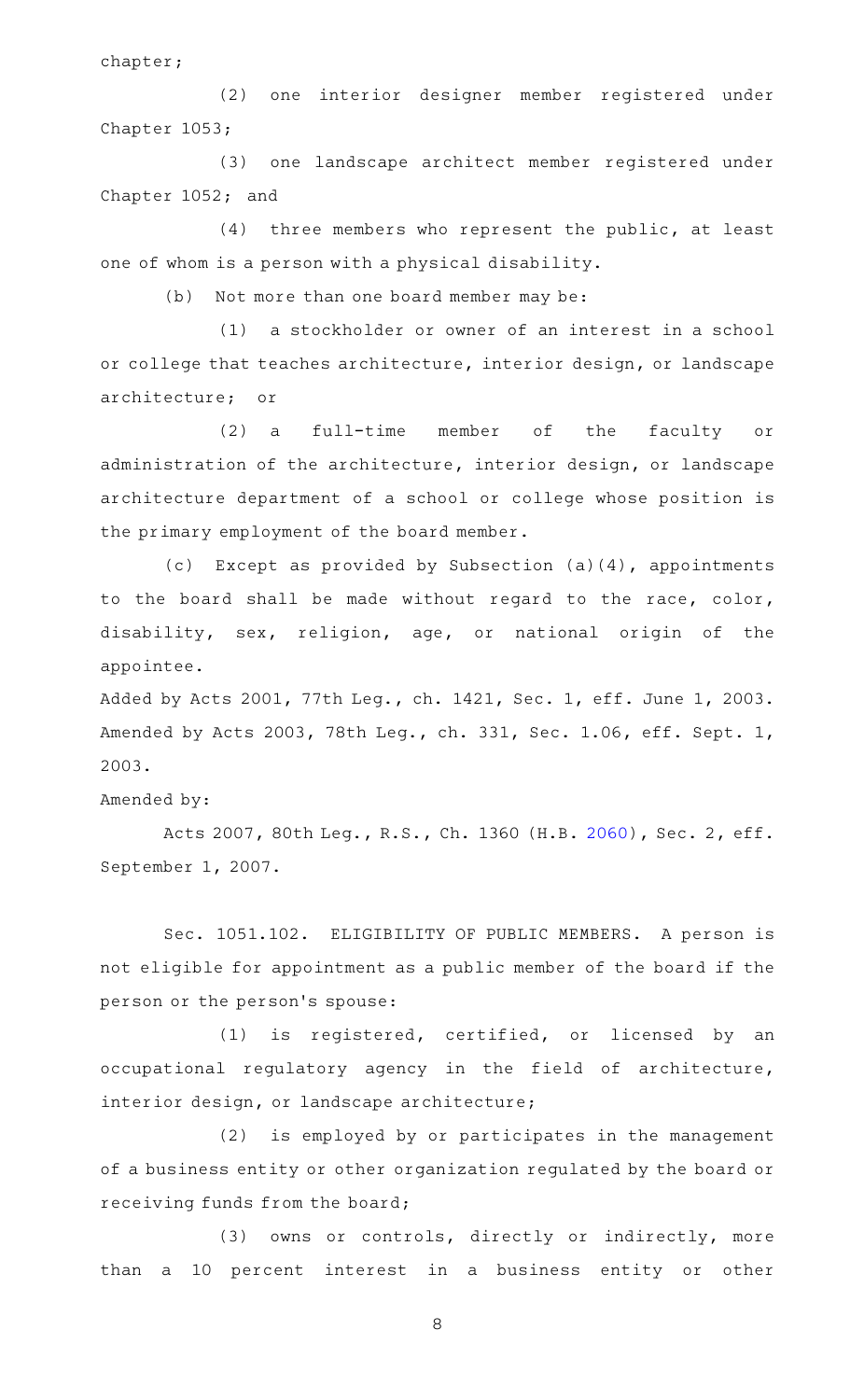chapter;

(2) one interior designer member registered under Chapter 1053;

(3) one landscape architect member registered under Chapter 1052; and

(4) three members who represent the public, at least one of whom is a person with a physical disability.

(b) Not more than one board member may be:

(1) a stockholder or owner of an interest in a school or college that teaches architecture, interior design, or landscape architecture; or

(2) a full-time member of the faculty or administration of the architecture, interior design, or landscape architecture department of a school or college whose position is the primary employment of the board member.

(c) Except as provided by Subsection (a)(4), appointments to the board shall be made without regard to the race, color, disability, sex, religion, age, or national origin of the appointee.

Added by Acts 2001, 77th Leg., ch. 1421, Sec. 1, eff. June 1, 2003. Amended by Acts 2003, 78th Leg., ch. 331, Sec. 1.06, eff. Sept. 1, 2003.

Amended by:

Acts 2007, 80th Leg., R.S., Ch. 1360 (H.B. 2060), Sec. 2, eff. September 1, 2007.

Sec. 1051.102. ELIGIBILITY OF PUBLIC MEMBERS. A person is not eligible for appointment as a public member of the board if the person or the person's spouse:

(1) is registered, certified, or licensed by an occupational regulatory agency in the field of architecture, interior design, or landscape architecture;

(2) is employed by or participates in the management of a business entity or other organization regulated by the board or receiving funds from the board;

(3) owns or controls, directly or indirectly, more than a 10 percent interest in a business entity or other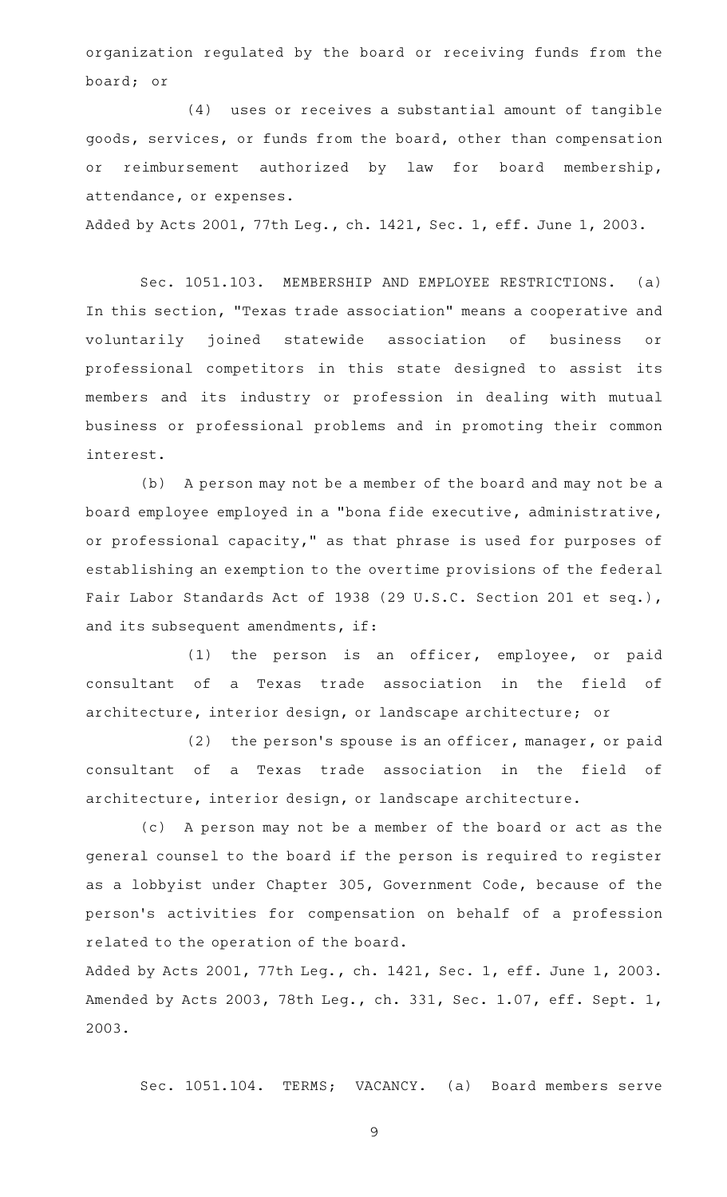organization regulated by the board or receiving funds from the board; or

(4) uses or receives a substantial amount of tangible goods, services, or funds from the board, other than compensation or reimbursement authorized by law for board membership, attendance, or expenses.

Added by Acts 2001, 77th Leg., ch. 1421, Sec. 1, eff. June 1, 2003.

Sec. 1051.103. MEMBERSHIP AND EMPLOYEE RESTRICTIONS. (a) In this section, "Texas trade association" means a cooperative and voluntarily joined statewide association of business or professional competitors in this state designed to assist its members and its industry or profession in dealing with mutual business or professional problems and in promoting their common interest.

(b) A person may not be a member of the board and may not be a board employee employed in a "bona fide executive, administrative, or professional capacity," as that phrase is used for purposes of establishing an exemption to the overtime provisions of the federal Fair Labor Standards Act of 1938 (29 U.S.C. Section 201 et seq.), and its subsequent amendments, if:

(1) the person is an officer, employee, or paid consultant of a Texas trade association in the field of architecture, interior design, or landscape architecture; or

(2) the person's spouse is an officer, manager, or paid consultant of a Texas trade association in the field of architecture, interior design, or landscape architecture.

(c) A person may not be a member of the board or act as the general counsel to the board if the person is required to register as a lobbyist under Chapter 305, Government Code, because of the person's activities for compensation on behalf of a profession related to the operation of the board.

Added by Acts 2001, 77th Leg., ch. 1421, Sec. 1, eff. June 1, 2003.
Amended by Acts 2003, 78th Leg., ch. 331, Sec. 1.07, eff. Sept. 1, 2003.

Sec. 1051.104. TERMS; VACANCY. (a) Board members serve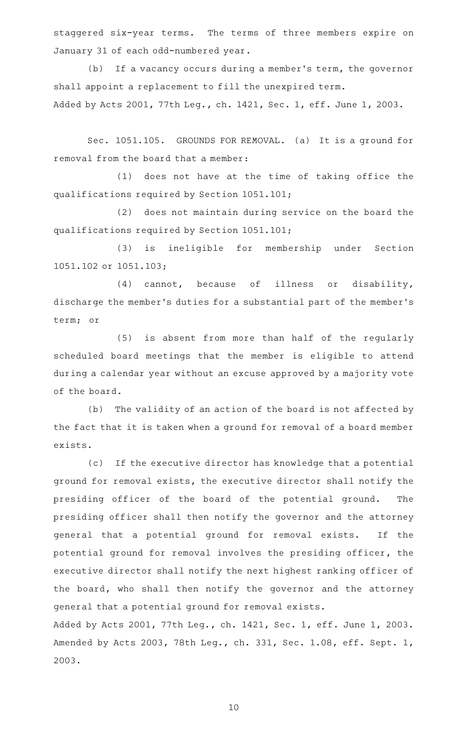staggered six-year terms. The terms of three members expire on January 31 of each odd-numbered year.

(b) If a vacancy occurs during a member's term, the governor shall appoint a replacement to fill the unexpired term.

Added by Acts 2001, 77th Leg., ch. 1421, Sec. 1, eff. June 1, 2003.

Sec. 1051.105. GROUNDS FOR REMOVAL. (a) It is a ground for removal from the board that a member:

(1) does not have at the time of taking office the qualifications required by Section 1051.101;

(2) does not maintain during service on the board the qualifications required by Section 1051.101;

(3) is ineligible for membership under Section 1051.102 or 1051.103;

(4) cannot, because of illness or disability, discharge the member's duties for a substantial part of the member's term; or

(5) is absent from more than half of the regularly scheduled board meetings that the member is eligible to attend during a calendar year without an excuse approved by a majority vote of the board.

(b) The validity of an action of the board is not affected by the fact that it is taken when a ground for removal of a board member exists.

(c) If the executive director has knowledge that a potential ground for removal exists, the executive director shall notify the presiding officer of the board of the potential ground. The presiding officer shall then notify the governor and the attorney general that a potential ground for removal exists. If the potential ground for removal involves the presiding officer, the executive director shall notify the next highest ranking officer of the board, who shall then notify the governor and the attorney general that a potential ground for removal exists.

Added by Acts 2001, 77th Leg., ch. 1421, Sec. 1, eff. June 1, 2003.
Amended by Acts 2003, 78th Leg., ch. 331, Sec. 1.08, eff. Sept. 1, 2003.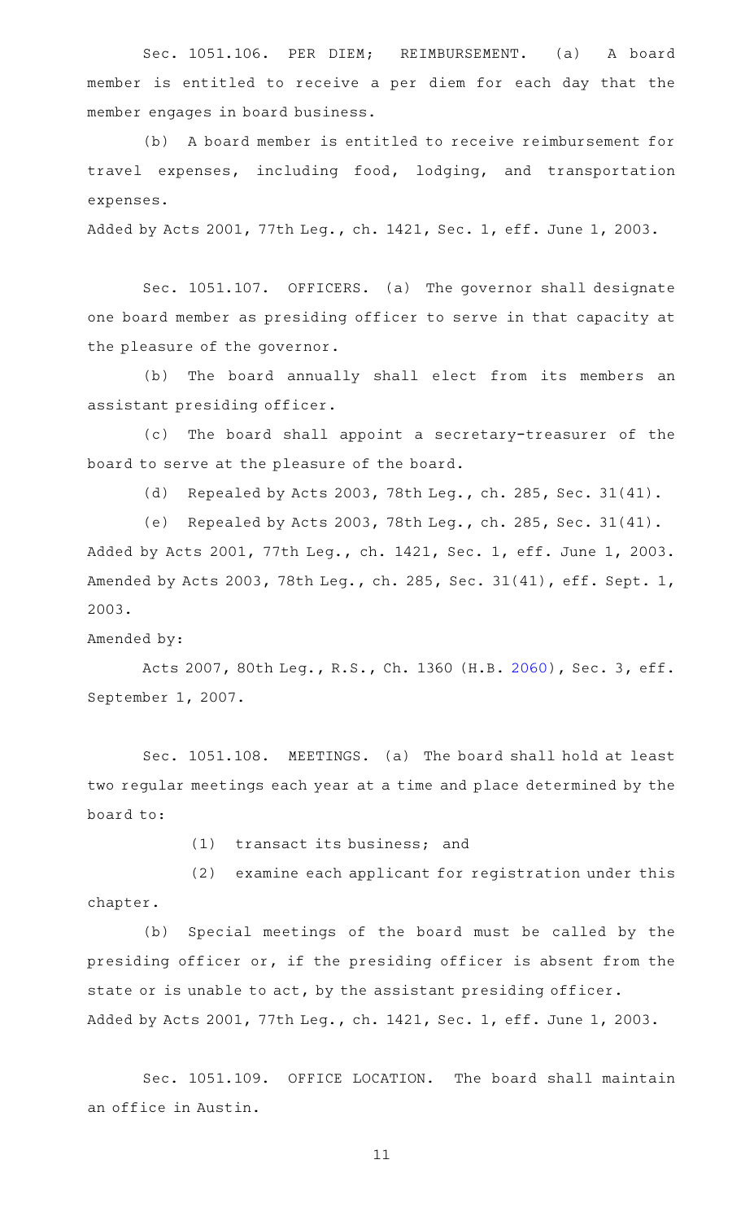Sec. 1051.106. PER DIEM; REIMBURSEMENT. (a) A board member is entitled to receive a per diem for each day that the member engages in board business.

(b) A board member is entitled to receive reimbursement for travel expenses, including food, lodging, and transportation expenses.

Added by Acts 2001, 77th Leg., ch. 1421, Sec. 1, eff. June 1, 2003.

Sec. 1051.107. OFFICERS. (a) The governor shall designate one board member as presiding officer to serve in that capacity at the pleasure of the governor.

(b) The board annually shall elect from its members an assistant presiding officer.

(c) The board shall appoint a secretary-treasurer of the board to serve at the pleasure of the board.

(d) Repealed by Acts 2003, 78th Leg., ch. 285, Sec. 31(41).

(e) Repealed by Acts 2003, 78th Leg., ch. 285, Sec. 31(41).

Added by Acts 2001, 77th Leg., ch. 1421, Sec. 1, eff. June 1, 2003. Amended by Acts 2003, 78th Leg., ch. 285, Sec. 31(41), eff. Sept. 1, 2003.

Amended by:

Acts 2007, 80th Leg., R.S., Ch. 1360 (H.B. 2060), Sec. 3, eff. September 1, 2007.

Sec. 1051.108. MEETINGS. (a) The board shall hold at least two regular meetings each year at a time and place determined by the board to:

(1) transact its business; and

(2) examine each applicant for registration under this chapter.

(b) Special meetings of the board must be called by the presiding officer or, if the presiding officer is absent from the state or is unable to act, by the assistant presiding officer.

Added by Acts 2001, 77th Leg., ch. 1421, Sec. 1, eff. June 1, 2003.

Sec. 1051.109. OFFICE LOCATION. The board shall maintain an office in Austin.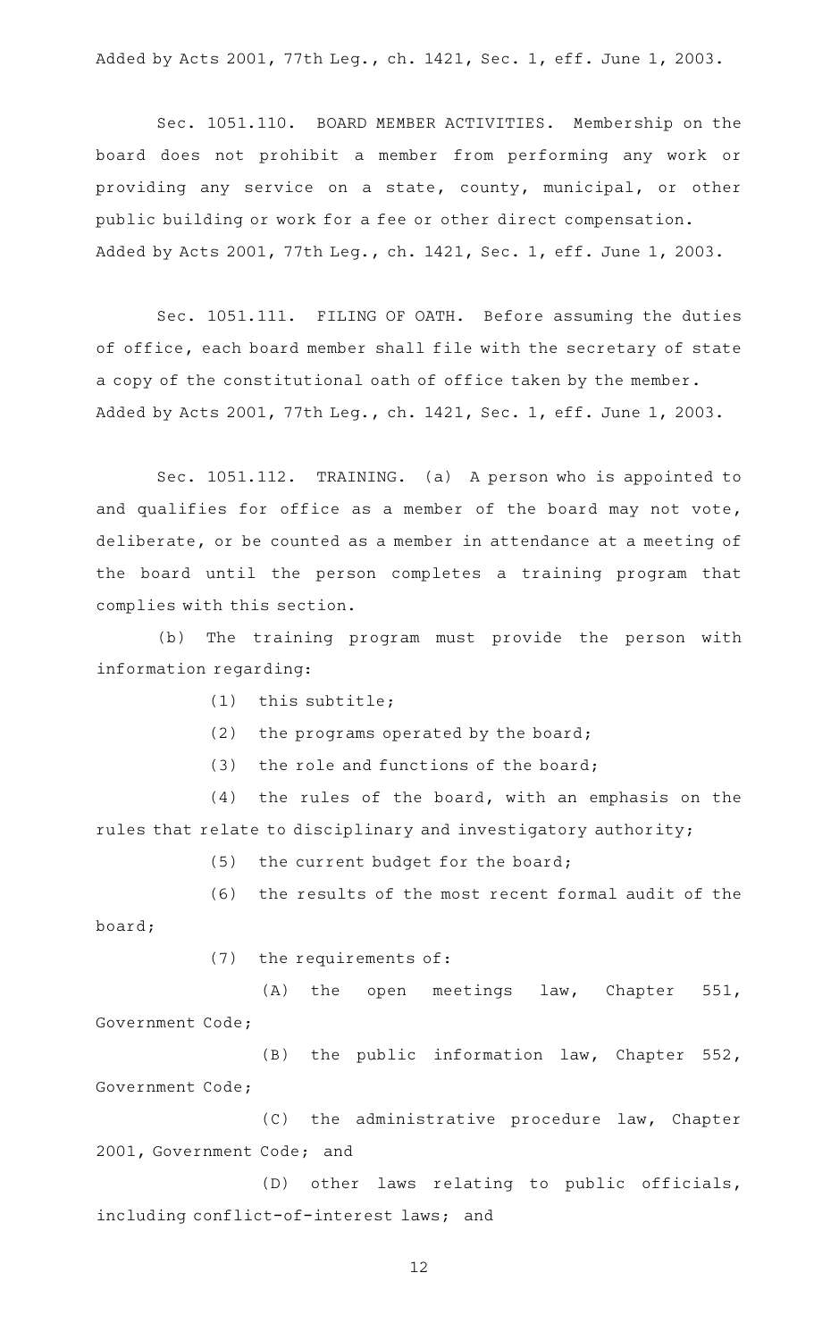Added by Acts 2001, 77th Leg., ch. 1421, Sec. 1, eff. June 1, 2003.

Sec. 1051.110. BOARD MEMBER ACTIVITIES. Membership on the board does not prohibit a member from performing any work or providing any service on a state, county, municipal, or other public building or work for a fee or other direct compensation.
Added by Acts 2001, 77th Leg., ch. 1421, Sec. 1, eff. June 1, 2003.

Sec. 1051.111. FILING OF OATH. Before assuming the duties of office, each board member shall file with the secretary of state a copy of the constitutional oath of office taken by the member.
Added by Acts 2001, 77th Leg., ch. 1421, Sec. 1, eff. June 1, 2003.

Sec. 1051.112. TRAINING. (a) A person who is appointed to and qualifies for office as a member of the board may not vote, deliberate, or be counted as a member in attendance at a meeting of the board until the person completes a training program that complies with this section.

(b) The training program must provide the person with information regarding:

(1) this subtitle;

(2) the programs operated by the board;

(3) the role and functions of the board;

(4) the rules of the board, with an emphasis on the rules that relate to disciplinary and investigatory authority;

(5) the current budget for the board;

(6) the results of the most recent formal audit of the board;

(7) the requirements of:

(A) the open meetings law, Chapter 551, Government Code;

(B) the public information law, Chapter 552, Government Code;

(C) the administrative procedure law, Chapter 2001, Government Code; and

(D) other laws relating to public officials, including conflict-of-interest laws; and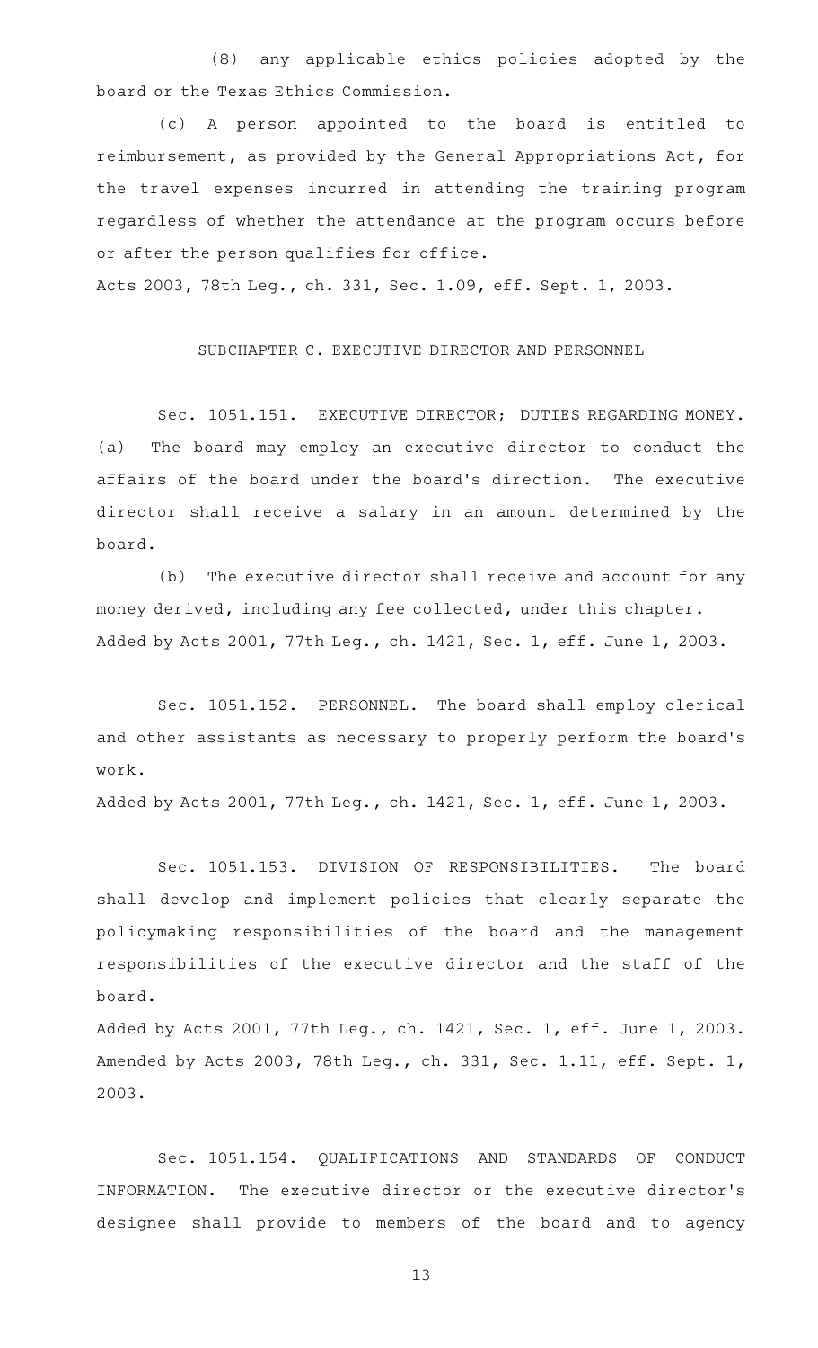(8) any applicable ethics policies adopted by the board or the Texas Ethics Commission.

(c) A person appointed to the board is entitled to reimbursement, as provided by the General Appropriations Act, for the travel expenses incurred in attending the training program regardless of whether the attendance at the program occurs before or after the person qualifies for office.

Acts 2003, 78th Leg., ch. 331, Sec. 1.09, eff. Sept. 1, 2003.

## SUBCHAPTER C. EXECUTIVE DIRECTOR AND PERSONNEL

Sec. 1051.151. EXECUTIVE DIRECTOR; DUTIES REGARDING MONEY. (a) The board may employ an executive director to conduct the affairs of the board under the board's direction. The executive director shall receive a salary in an amount determined by the board.

(b) The executive director shall receive and account for any money derived, including any fee collected, under this chapter.

Added by Acts 2001, 77th Leg., ch. 1421, Sec. 1, eff. June 1, 2003.

Sec. 1051.152. PERSONNEL. The board shall employ clerical and other assistants as necessary to properly perform the board's work.

Added by Acts 2001, 77th Leg., ch. 1421, Sec. 1, eff. June 1, 2003.

Sec. 1051.153. DIVISION OF RESPONSIBILITIES. The board shall develop and implement policies that clearly separate the policymaking responsibilities of the board and the management responsibilities of the executive director and the staff of the board.

Added by Acts 2001, 77th Leg., ch. 1421, Sec. 1, eff. June 1, 2003.
Amended by Acts 2003, 78th Leg., ch. 331, Sec. 1.11, eff. Sept. 1, 2003.

Sec. 1051.154. QUALIFICATIONS AND STANDARDS OF CONDUCT INFORMATION. The executive director or the executive director's designee shall provide to members of the board and to agency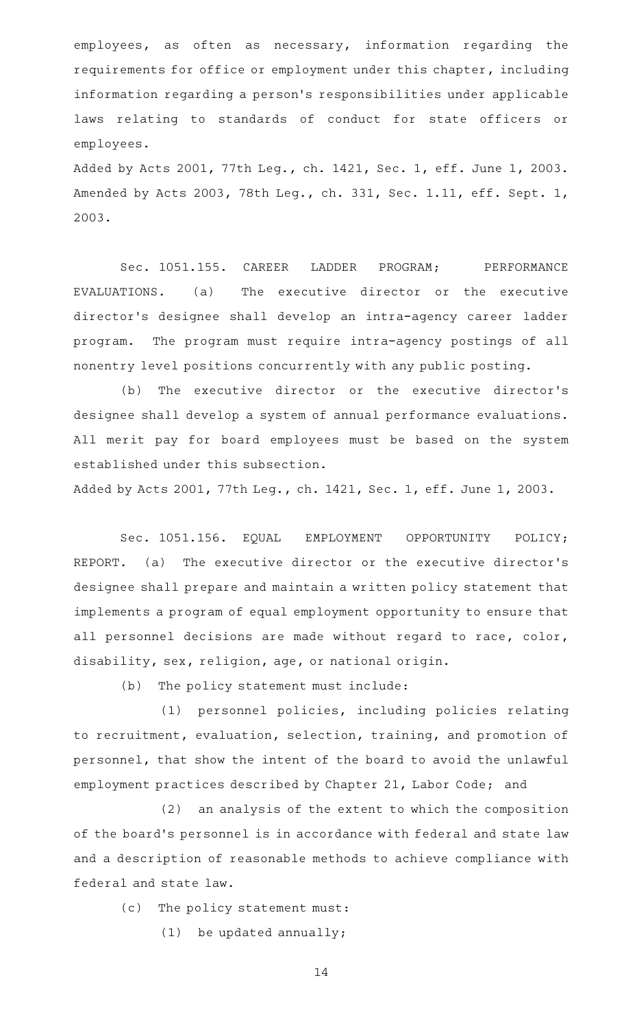employees, as often as necessary, information regarding the requirements for office or employment under this chapter, including information regarding a person's responsibilities under applicable laws relating to standards of conduct for state officers or employees.

Added by Acts 2001, 77th Leg., ch. 1421, Sec. 1, eff. June 1, 2003.
Amended by Acts 2003, 78th Leg., ch. 331, Sec. 1.11, eff. Sept. 1, 2003.

Sec. 1051.155. CAREER LADDER PROGRAM; PERFORMANCE EVALUATIONS. (a) The executive director or the executive director's designee shall develop an intra-agency career ladder program. The program must require intra-agency postings of all nonentry level positions concurrently with any public posting.

(b) The executive director or the executive director's designee shall develop a system of annual performance evaluations. All merit pay for board employees must be based on the system established under this subsection.

Added by Acts 2001, 77th Leg., ch. 1421, Sec. 1, eff. June 1, 2003.

Sec. 1051.156. EQUAL EMPLOYMENT OPPORTUNITY POLICY; REPORT. (a) The executive director or the executive director's designee shall prepare and maintain a written policy statement that implements a program of equal employment opportunity to ensure that all personnel decisions are made without regard to race, color, disability, sex, religion, age, or national origin.

(b) The policy statement must include:

(1) personnel policies, including policies relating to recruitment, evaluation, selection, training, and promotion of personnel, that show the intent of the board to avoid the unlawful employment practices described by Chapter 21, Labor Code; and

(2) an analysis of the extent to which the composition of the board's personnel is in accordance with federal and state law and a description of reasonable methods to achieve compliance with federal and state law.

(c) The policy statement must:

(1) be updated annually;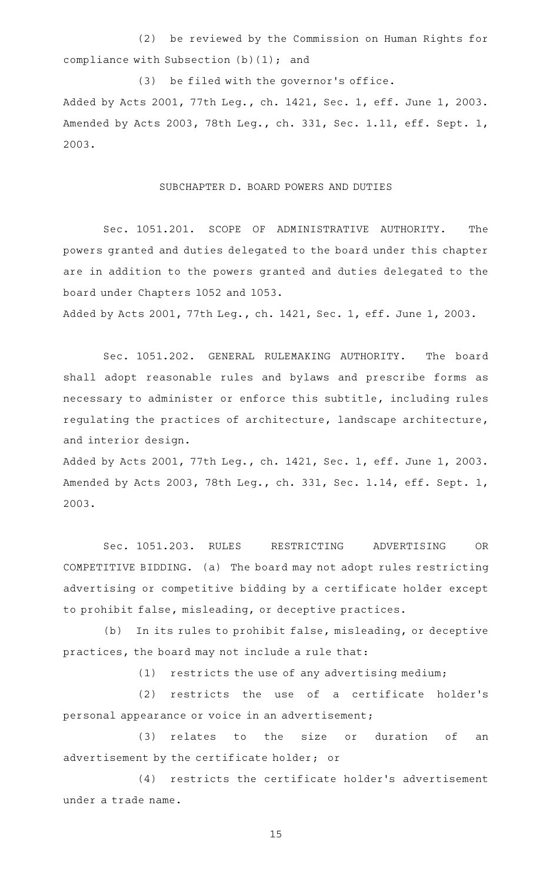(2) be reviewed by the Commission on Human Rights for compliance with Subsection (b)(1); and

(3) be filed with the governor's office.

Added by Acts 2001, 77th Leg., ch. 1421, Sec. 1, eff. June 1, 2003. Amended by Acts 2003, 78th Leg., ch. 331, Sec. 1.11, eff. Sept. 1, 2003.

## SUBCHAPTER D. BOARD POWERS AND DUTIES

Sec. 1051.201. SCOPE OF ADMINISTRATIVE AUTHORITY. The powers granted and duties delegated to the board under this chapter are in addition to the powers granted and duties delegated to the board under Chapters 1052 and 1053.

Added by Acts 2001, 77th Leg., ch. 1421, Sec. 1, eff. June 1, 2003.

Sec. 1051.202. GENERAL RULEMAKING AUTHORITY. The board shall adopt reasonable rules and bylaws and prescribe forms as necessary to administer or enforce this subtitle, including rules regulating the practices of architecture, landscape architecture, and interior design.

Added by Acts 2001, 77th Leg., ch. 1421, Sec. 1, eff. June 1, 2003. Amended by Acts 2003, 78th Leg., ch. 331, Sec. 1.14, eff. Sept. 1, 2003.

Sec. 1051.203. RULES RESTRICTING ADVERTISING OR COMPETITIVE BIDDING. (a) The board may not adopt rules restricting advertising or competitive bidding by a certificate holder except to prohibit false, misleading, or deceptive practices.

(b) In its rules to prohibit false, misleading, or deceptive practices, the board may not include a rule that:

(1) restricts the use of any advertising medium;

(2) restricts the use of a certificate holder's personal appearance or voice in an advertisement;

(3) relates to the size or duration of an advertisement by the certificate holder; or

(4) restricts the certificate holder's advertisement under a trade name.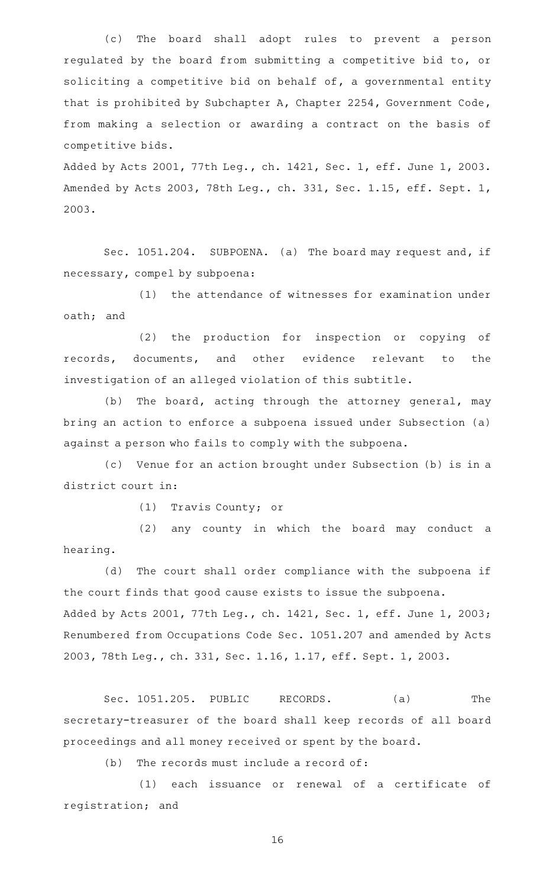(c) The board shall adopt rules to prevent a person regulated by the board from submitting a competitive bid to, or soliciting a competitive bid on behalf of, a governmental entity that is prohibited by Subchapter A, Chapter 2254, Government Code, from making a selection or awarding a contract on the basis of competitive bids.

Added by Acts 2001, 77th Leg., ch. 1421, Sec. 1, eff. June 1, 2003. Amended by Acts 2003, 78th Leg., ch. 331, Sec. 1.15, eff. Sept. 1, 2003.

Sec. 1051.204. SUBPOENA. (a) The board may request and, if necessary, compel by subpoena:

(1) the attendance of witnesses for examination under oath; and

(2) the production for inspection or copying of records, documents, and other evidence relevant to the investigation of an alleged violation of this subtitle.

(b) The board, acting through the attorney general, may bring an action to enforce a subpoena issued under Subsection (a) against a person who fails to comply with the subpoena.

(c) Venue for an action brought under Subsection (b) is in a district court in:

(1) Travis County; or

(2) any county in which the board may conduct a hearing.

(d) The court shall order compliance with the subpoena if the court finds that good cause exists to issue the subpoena.

Added by Acts 2001, 77th Leg., ch. 1421, Sec. 1, eff. June 1, 2003; Renumbered from Occupations Code Sec. 1051.207 and amended by Acts 2003, 78th Leg., ch. 331, Sec. 1.16, 1.17, eff. Sept. 1, 2003.

Sec. 1051.205. PUBLIC RECORDS. (a) The secretary-treasurer of the board shall keep records of all board proceedings and all money received or spent by the board.

(b) The records must include a record of:

(1) each issuance or renewal of a certificate of registration; and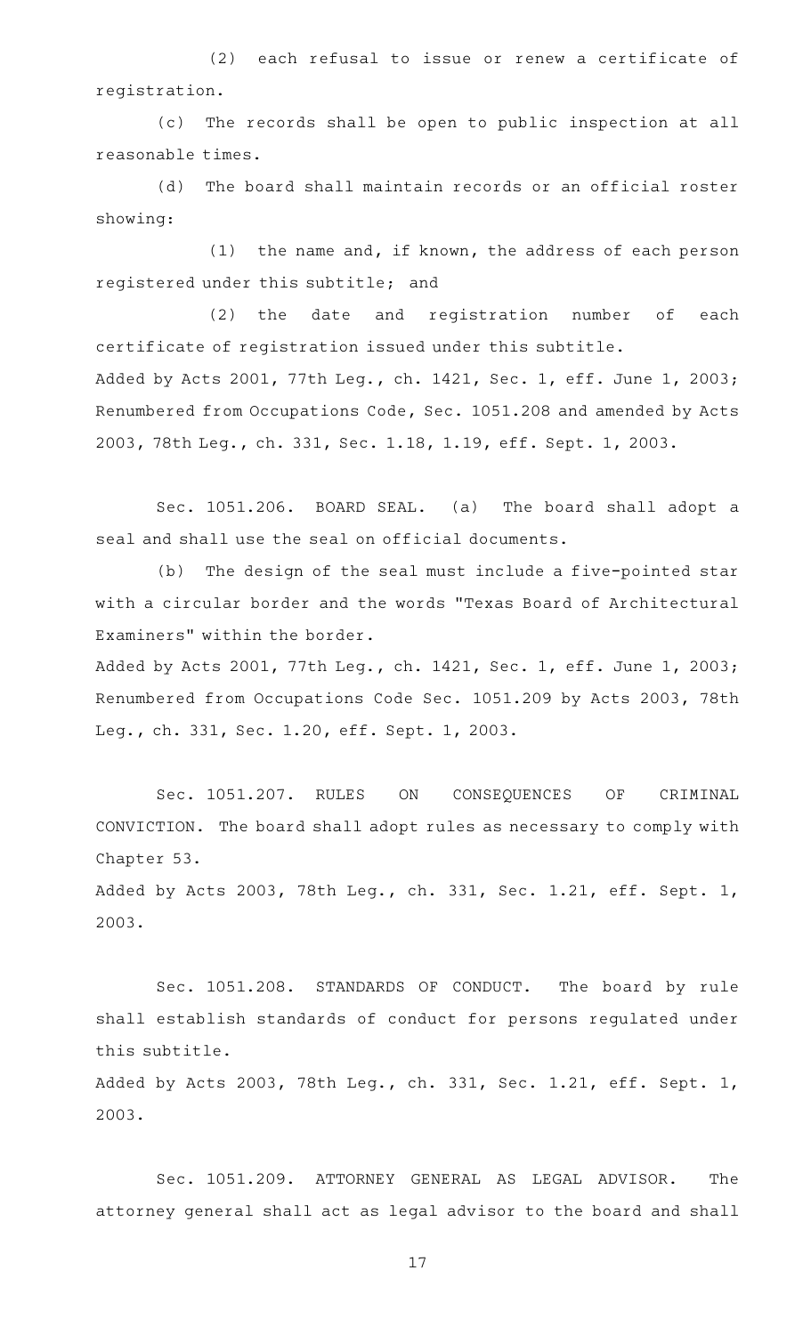(2) each refusal to issue or renew a certificate of registration.

(c) The records shall be open to public inspection at all reasonable times.

(d) The board shall maintain records or an official roster showing:

(1) the name and, if known, the address of each person registered under this subtitle; and

(2) the date and registration number of each certificate of registration issued under this subtitle.

Added by Acts 2001, 77th Leg., ch. 1421, Sec. 1, eff. June 1, 2003; Renumbered from Occupations Code, Sec. 1051.208 and amended by Acts 2003, 78th Leg., ch. 331, Sec. 1.18, 1.19, eff. Sept. 1, 2003.

Sec. 1051.206. BOARD SEAL. (a) The board shall adopt a seal and shall use the seal on official documents.

(b) The design of the seal must include a five-pointed star with a circular border and the words "Texas Board of Architectural Examiners" within the border.

Added by Acts 2001, 77th Leg., ch. 1421, Sec. 1, eff. June 1, 2003; Renumbered from Occupations Code Sec. 1051.209 by Acts 2003, 78th Leg., ch. 331, Sec. 1.20, eff. Sept. 1, 2003.

Sec. 1051.207. RULES ON CONSEQUENCES OF CRIMINAL CONVICTION. The board shall adopt rules as necessary to comply with Chapter 53.

Added by Acts 2003, 78th Leg., ch. 331, Sec. 1.21, eff. Sept. 1, 2003.

Sec. 1051.208. STANDARDS OF CONDUCT. The board by rule shall establish standards of conduct for persons regulated under this subtitle.

Added by Acts 2003, 78th Leg., ch. 331, Sec. 1.21, eff. Sept. 1, 2003.

Sec. 1051.209. ATTORNEY GENERAL AS LEGAL ADVISOR. The attorney general shall act as legal advisor to the board and shall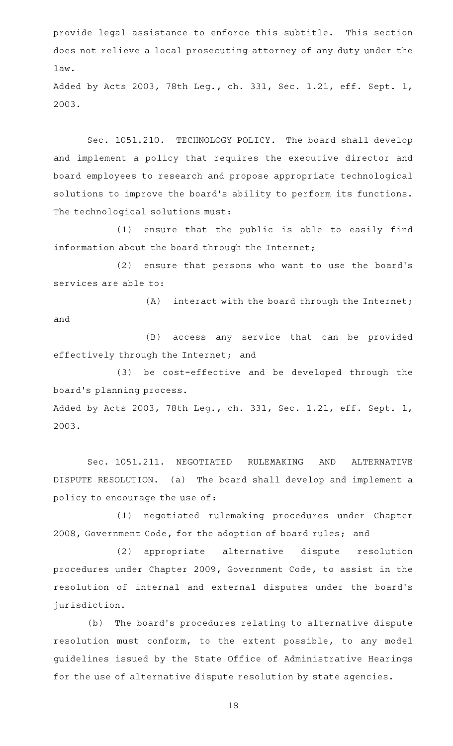provide legal assistance to enforce this subtitle. This section does not relieve a local prosecuting attorney of any duty under the law.

Added by Acts 2003, 78th Leg., ch. 331, Sec. 1.21, eff. Sept. 1, 2003.

Sec. 1051.210. TECHNOLOGY POLICY. The board shall develop and implement a policy that requires the executive director and board employees to research and propose appropriate technological solutions to improve the board's ability to perform its functions. The technological solutions must:

(1) ensure that the public is able to easily find information about the board through the Internet;

(2) ensure that persons who want to use the board's services are able to:

(A) interact with the board through the Internet; and

(B) access any service that can be provided effectively through the Internet; and

(3) be cost-effective and be developed through the board's planning process.

Added by Acts 2003, 78th Leg., ch. 331, Sec. 1.21, eff. Sept. 1, 2003.

Sec. 1051.211. NEGOTIATED RULEMAKING AND ALTERNATIVE DISPUTE RESOLUTION. (a) The board shall develop and implement a policy to encourage the use of:

(1) negotiated rulemaking procedures under Chapter 2008, Government Code, for the adoption of board rules; and

(2) appropriate alternative dispute resolution procedures under Chapter 2009, Government Code, to assist in the resolution of internal and external disputes under the board's jurisdiction.

(b) The board's procedures relating to alternative dispute resolution must conform, to the extent possible, to any model guidelines issued by the State Office of Administrative Hearings for the use of alternative dispute resolution by state agencies.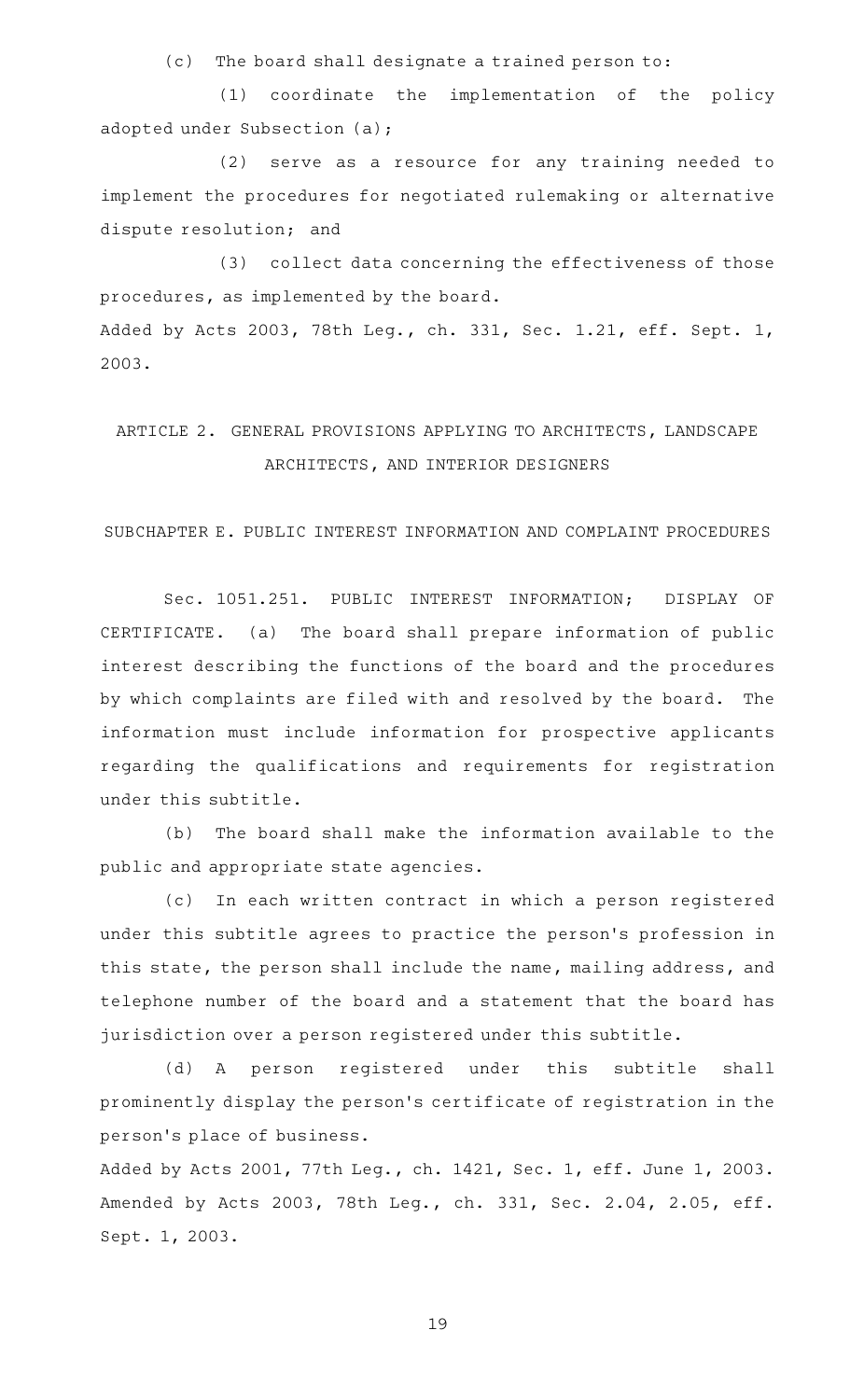(c) The board shall designate a trained person to:

(1) coordinate the implementation of the policy adopted under Subsection (a);

(2) serve as a resource for any training needed to implement the procedures for negotiated rulemaking or alternative dispute resolution; and

(3) collect data concerning the effectiveness of those procedures, as implemented by the board.

Added by Acts 2003, 78th Leg., ch. 331, Sec. 1.21, eff. Sept. 1, 2003.

## ARTICLE 2. GENERAL PROVISIONS APPLYING TO ARCHITECTS, LANDSCAPE ARCHITECTS, AND INTERIOR DESIGNERS

### SUBCHAPTER E. PUBLIC INTEREST INFORMATION AND COMPLAINT PROCEDURES

Sec. 1051.251. PUBLIC INTEREST INFORMATION; DISPLAY OF CERTIFICATE. (a) The board shall prepare information of public interest describing the functions of the board and the procedures by which complaints are filed with and resolved by the board. The information must include information for prospective applicants regarding the qualifications and requirements for registration under this subtitle.

(b) The board shall make the information available to the public and appropriate state agencies.

(c) In each written contract in which a person registered under this subtitle agrees to practice the person's profession in this state, the person shall include the name, mailing address, and telephone number of the board and a statement that the board has jurisdiction over a person registered under this subtitle.

(d) A person registered under this subtitle shall prominently display the person's certificate of registration in the person's place of business.

Added by Acts 2001, 77th Leg., ch. 1421, Sec. 1, eff. June 1, 2003.
Amended by Acts 2003, 78th Leg., ch. 331, Sec. 2.04, 2.05, eff. Sept. 1, 2003.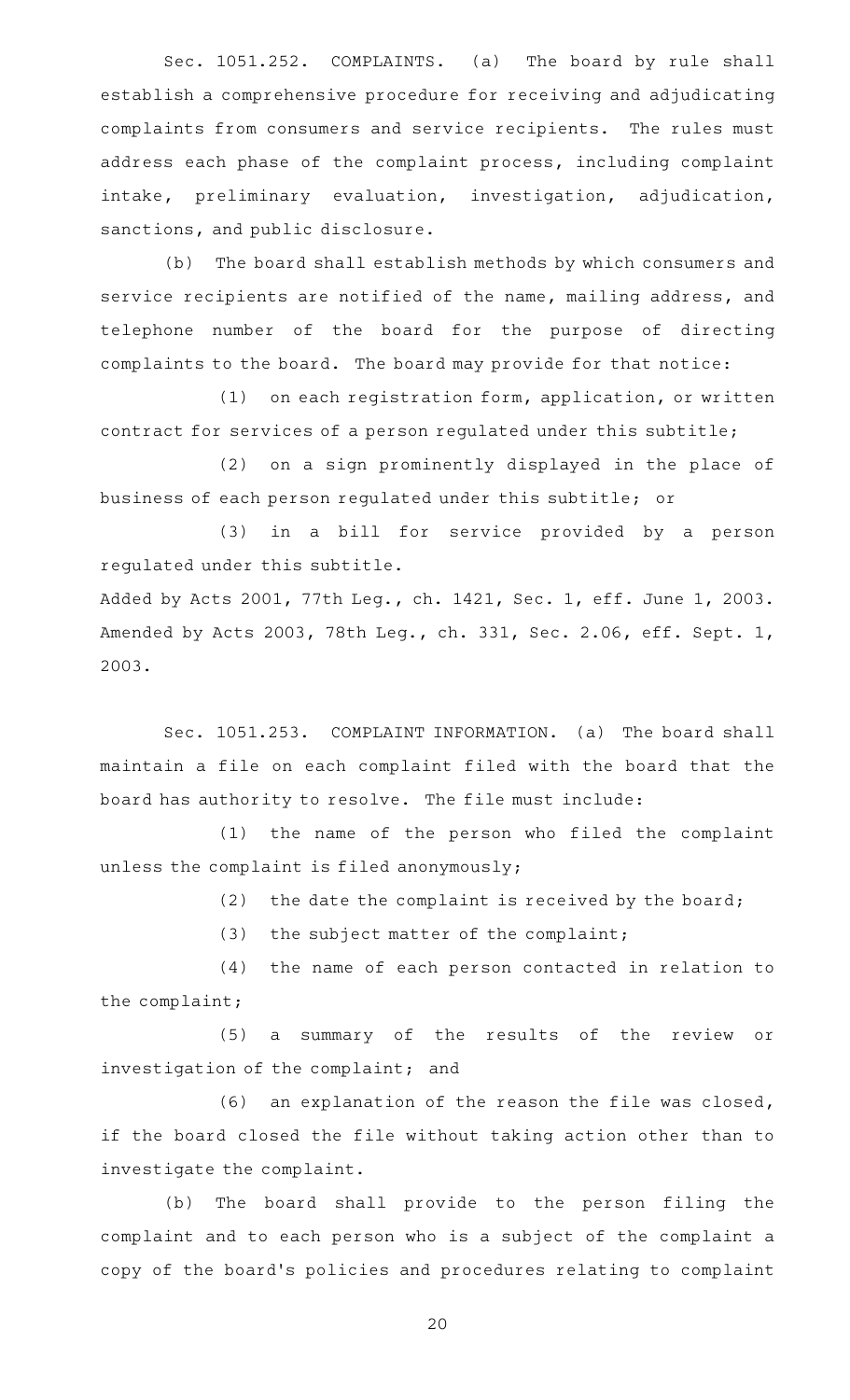Sec. 1051.252. COMPLAINTS. (a) The board by rule shall establish a comprehensive procedure for receiving and adjudicating complaints from consumers and service recipients. The rules must address each phase of the complaint process, including complaint intake, preliminary evaluation, investigation, adjudication, sanctions, and public disclosure.

(b) The board shall establish methods by which consumers and service recipients are notified of the name, mailing address, and telephone number of the board for the purpose of directing complaints to the board. The board may provide for that notice:

(1) on each registration form, application, or written contract for services of a person regulated under this subtitle;

(2) on a sign prominently displayed in the place of business of each person regulated under this subtitle; or

(3) in a bill for service provided by a person regulated under this subtitle.

Added by Acts 2001, 77th Leg., ch. 1421, Sec. 1, eff. June 1, 2003. Amended by Acts 2003, 78th Leg., ch. 331, Sec. 2.06, eff. Sept. 1, 2003.

Sec. 1051.253. COMPLAINT INFORMATION. (a) The board shall maintain a file on each complaint filed with the board that the board has authority to resolve. The file must include:

(1) the name of the person who filed the complaint unless the complaint is filed anonymously;

(2) the date the complaint is received by the board;

(3) the subject matter of the complaint;

(4) the name of each person contacted in relation to the complaint;

(5) a summary of the results of the review or investigation of the complaint; and

(6) an explanation of the reason the file was closed, if the board closed the file without taking action other than to investigate the complaint.

(b) The board shall provide to the person filing the complaint and to each person who is a subject of the complaint a copy of the board's policies and procedures relating to complaint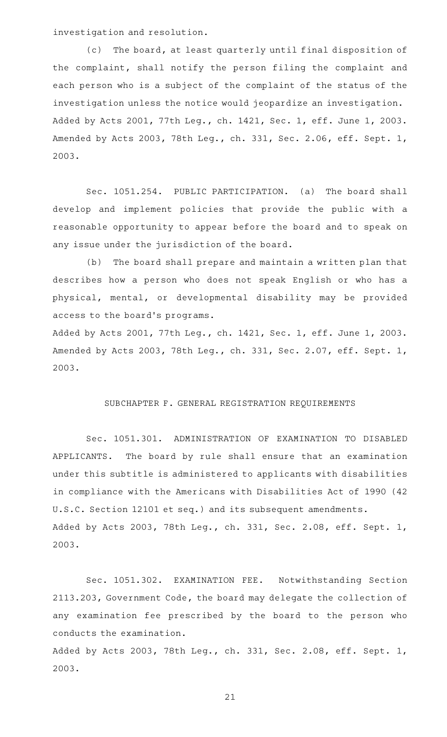investigation and resolution.

(c) The board, at least quarterly until final disposition of the complaint, shall notify the person filing the complaint and each person who is a subject of the complaint of the status of the investigation unless the notice would jeopardize an investigation.
Added by Acts 2001, 77th Leg., ch. 1421, Sec. 1, eff. June 1, 2003.
Amended by Acts 2003, 78th Leg., ch. 331, Sec. 2.06, eff. Sept. 1, 2003.

Sec. 1051.254. PUBLIC PARTICIPATION. (a) The board shall develop and implement policies that provide the public with a reasonable opportunity to appear before the board and to speak on any issue under the jurisdiction of the board.

(b) The board shall prepare and maintain a written plan that describes how a person who does not speak English or who has a physical, mental, or developmental disability may be provided access to the board's programs.
Added by Acts 2001, 77th Leg., ch. 1421, Sec. 1, eff. June 1, 2003.
Amended by Acts 2003, 78th Leg., ch. 331, Sec. 2.07, eff. Sept. 1, 2003.

## SUBCHAPTER F. GENERAL REGISTRATION REQUIREMENTS

Sec. 1051.301. ADMINISTRATION OF EXAMINATION TO DISABLED APPLICANTS. The board by rule shall ensure that an examination under this subtitle is administered to applicants with disabilities in compliance with the Americans with Disabilities Act of 1990 (42 U.S.C. Section 12101 et seq.) and its subsequent amendments.
Added by Acts 2003, 78th Leg., ch. 331, Sec. 2.08, eff. Sept. 1, 2003.

Sec. 1051.302. EXAMINATION FEE. Notwithstanding Section 2113.203, Government Code, the board may delegate the collection of any examination fee prescribed by the board to the person who conducts the examination.
Added by Acts 2003, 78th Leg., ch. 331, Sec. 2.08, eff. Sept. 1, 2003.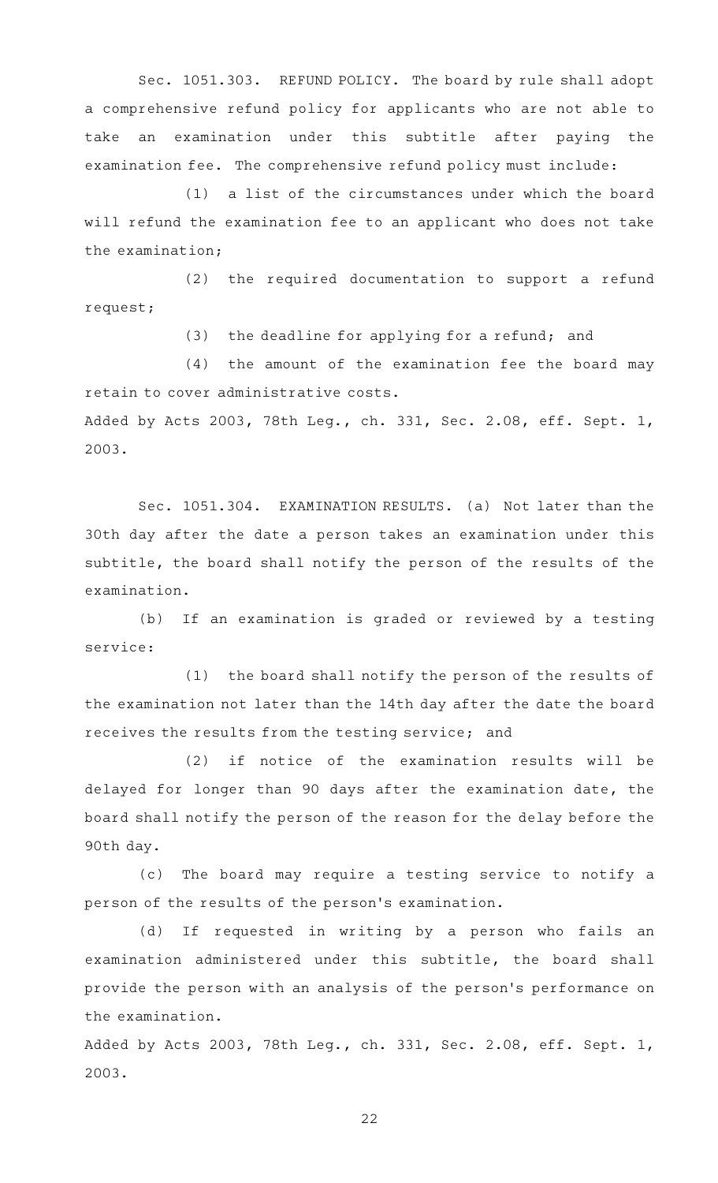Sec. 1051.303. REFUND POLICY. The board by rule shall adopt a comprehensive refund policy for applicants who are not able to take an examination under this subtitle after paying the examination fee. The comprehensive refund policy must include:

(1) a list of the circumstances under which the board will refund the examination fee to an applicant who does not take the examination;

(2) the required documentation to support a refund request;

(3) the deadline for applying for a refund; and

(4) the amount of the examination fee the board may retain to cover administrative costs.

Added by Acts 2003, 78th Leg., ch. 331, Sec. 2.08, eff. Sept. 1, 2003.

Sec. 1051.304. EXAMINATION RESULTS. (a) Not later than the 30th day after the date a person takes an examination under this subtitle, the board shall notify the person of the results of the examination.

(b) If an examination is graded or reviewed by a testing service:

(1) the board shall notify the person of the results of the examination not later than the 14th day after the date the board receives the results from the testing service; and

(2) if notice of the examination results will be delayed for longer than 90 days after the examination date, the board shall notify the person of the reason for the delay before the 90th day.

(c) The board may require a testing service to notify a person of the results of the person's examination.

(d) If requested in writing by a person who fails an examination administered under this subtitle, the board shall provide the person with an analysis of the person's performance on the examination.

Added by Acts 2003, 78th Leg., ch. 331, Sec. 2.08, eff. Sept. 1, 2003.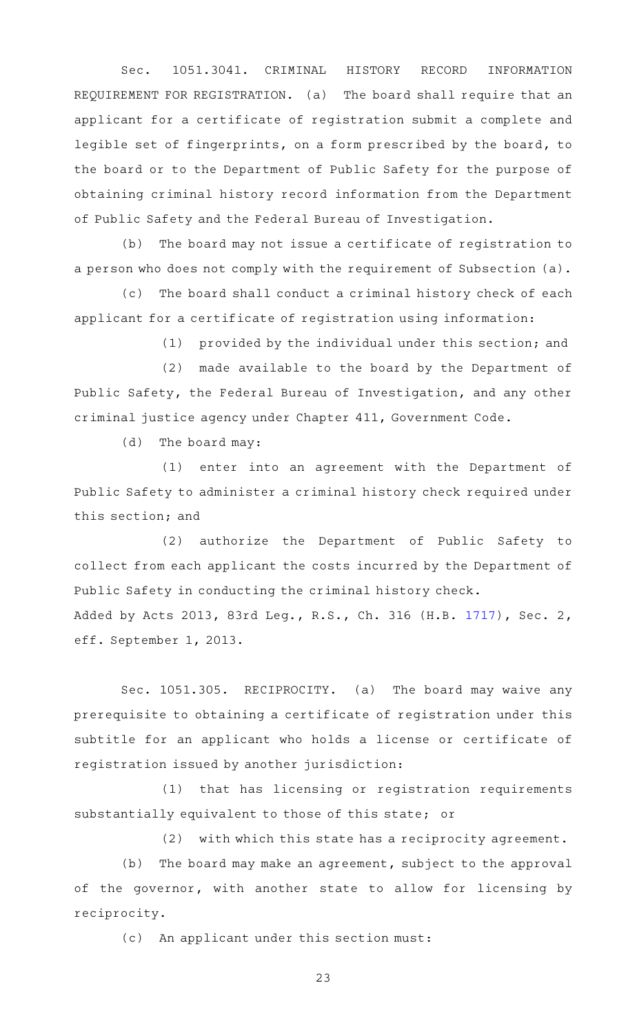Sec. 1051.3041. CRIMINAL HISTORY RECORD INFORMATION REQUIREMENT FOR REGISTRATION. (a) The board shall require that an applicant for a certificate of registration submit a complete and legible set of fingerprints, on a form prescribed by the board, to the board or to the Department of Public Safety for the purpose of obtaining criminal history record information from the Department of Public Safety and the Federal Bureau of Investigation.

(b) The board may not issue a certificate of registration to a person who does not comply with the requirement of Subsection (a).

(c) The board shall conduct a criminal history check of each applicant for a certificate of registration using information:

(1) provided by the individual under this section; and

(2) made available to the board by the Department of Public Safety, the Federal Bureau of Investigation, and any other criminal justice agency under Chapter 411, Government Code.

(d) The board may:

(1) enter into an agreement with the Department of Public Safety to administer a criminal history check required under this section; and

(2) authorize the Department of Public Safety to collect from each applicant the costs incurred by the Department of Public Safety in conducting the criminal history check.

Added by Acts 2013, 83rd Leg., R.S., Ch. 316 (H.B. 1717), Sec. 2, eff. September 1, 2013.

Sec. 1051.305. RECIPROCITY. (a) The board may waive any prerequisite to obtaining a certificate of registration under this subtitle for an applicant who holds a license or certificate of registration issued by another jurisdiction:

(1) that has licensing or registration requirements substantially equivalent to those of this state; or

(2) with which this state has a reciprocity agreement.

(b) The board may make an agreement, subject to the approval of the governor, with another state to allow for licensing by reciprocity.

(c) An applicant under this section must: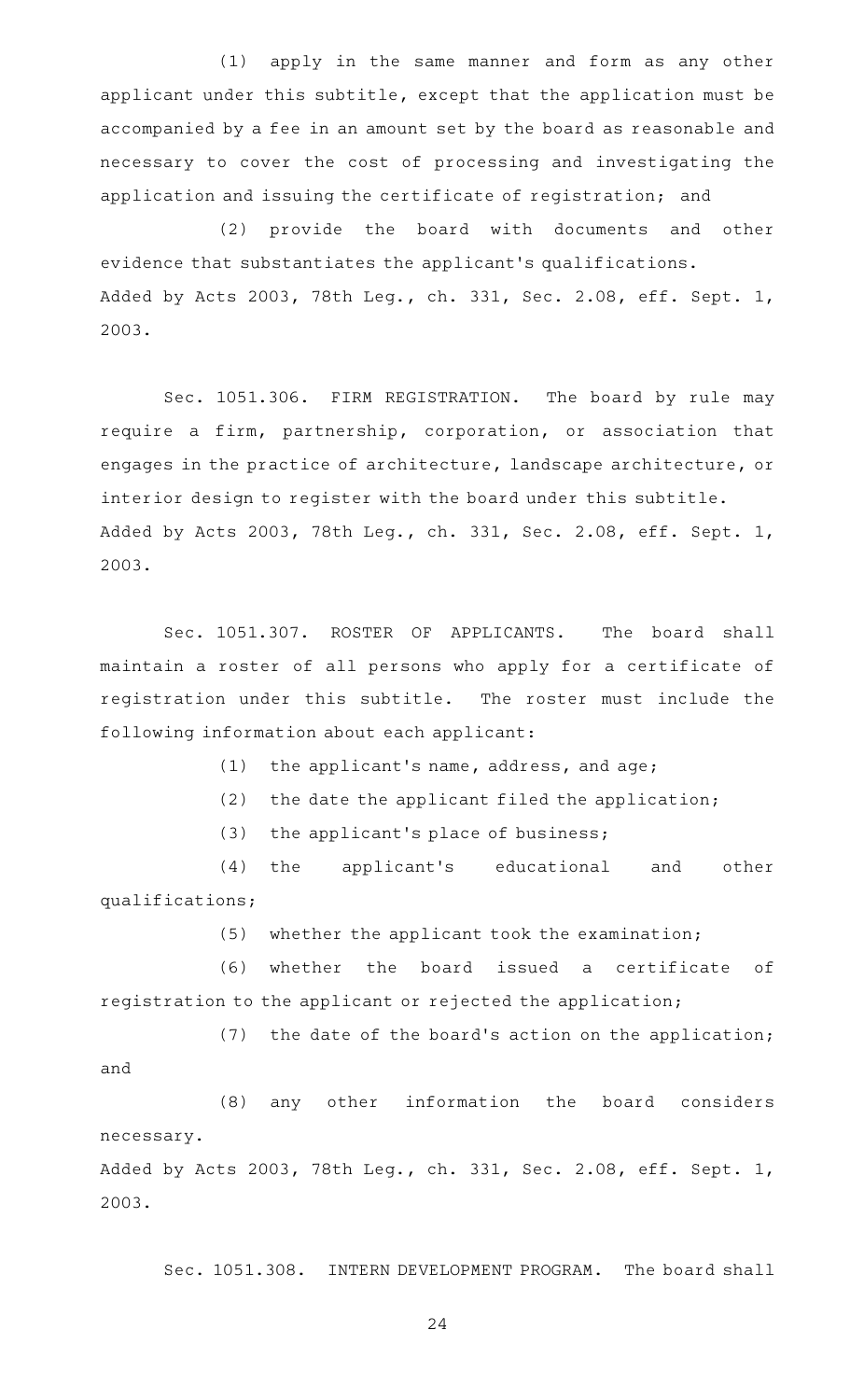(1) apply in the same manner and form as any other applicant under this subtitle, except that the application must be accompanied by a fee in an amount set by the board as reasonable and necessary to cover the cost of processing and investigating the application and issuing the certificate of registration; and

(2) provide the board with documents and other evidence that substantiates the applicant's qualifications.

Added by Acts 2003, 78th Leg., ch. 331, Sec. 2.08, eff. Sept. 1, 2003.

Sec. 1051.306. FIRM REGISTRATION. The board by rule may require a firm, partnership, corporation, or association that engages in the practice of architecture, landscape architecture, or interior design to register with the board under this subtitle.

Added by Acts 2003, 78th Leg., ch. 331, Sec. 2.08, eff. Sept. 1, 2003.

Sec. 1051.307. ROSTER OF APPLICANTS. The board shall maintain a roster of all persons who apply for a certificate of registration under this subtitle. The roster must include the following information about each applicant:

(1) the applicant's name, address, and age;

(2) the date the applicant filed the application;

(3) the applicant's place of business;

(4) the applicant's educational and other qualifications;

(5) whether the applicant took the examination;

(6) whether the board issued a certificate of registration to the applicant or rejected the application;

(7) the date of the board's action on the application; and

(8) any other information the board considers necessary.

Added by Acts 2003, 78th Leg., ch. 331, Sec. 2.08, eff. Sept. 1, 2003.

Sec. 1051.308. INTERN DEVELOPMENT PROGRAM. The board shall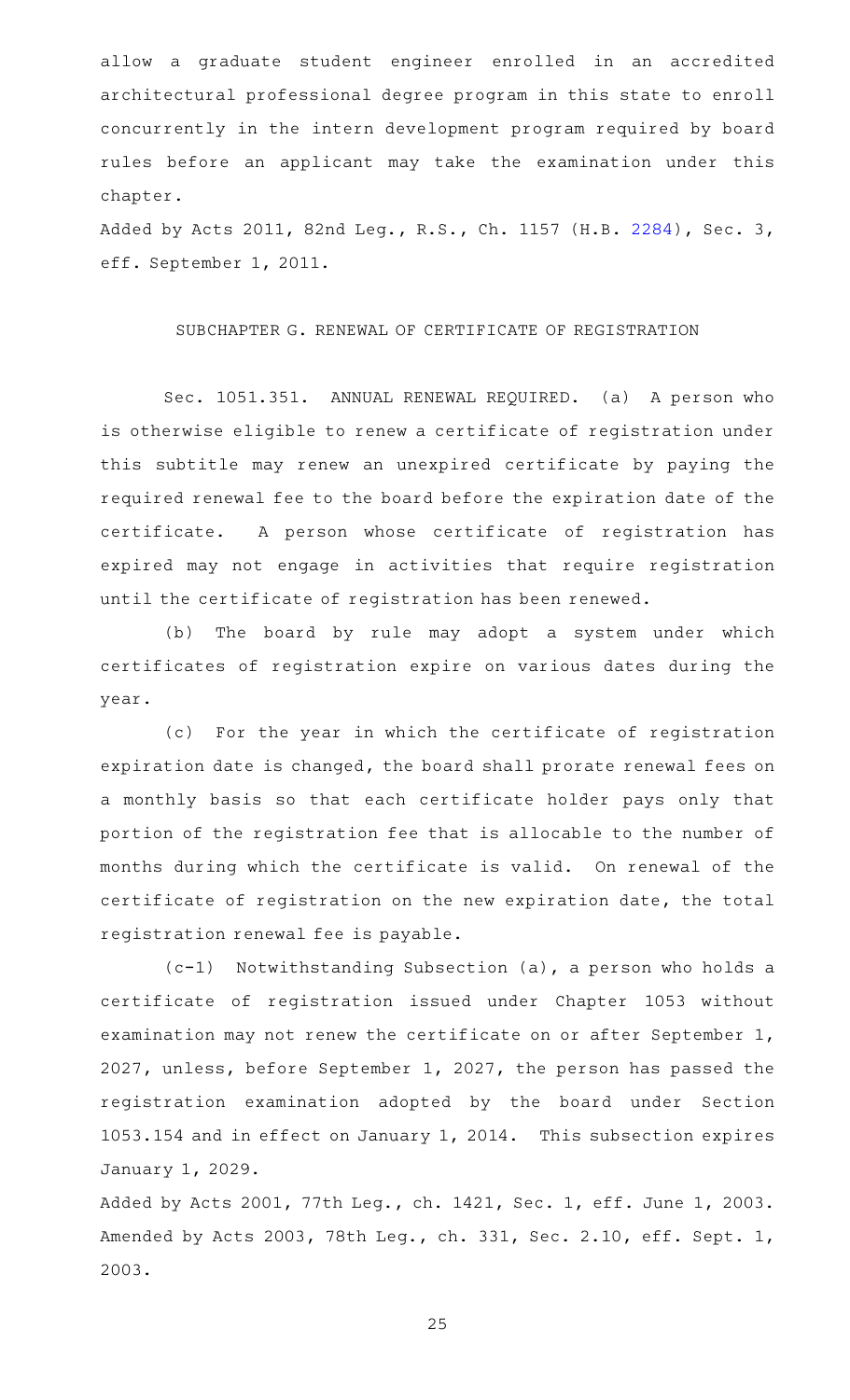allow a graduate student engineer enrolled in an accredited architectural professional degree program in this state to enroll concurrently in the intern development program required by board rules before an applicant may take the examination under this chapter.

Added by Acts 2011, 82nd Leg., R.S., Ch. 1157 (H.B. 2284), Sec. 3, eff. September 1, 2011.

## SUBCHAPTER G. RENEWAL OF CERTIFICATE OF REGISTRATION

Sec. 1051.351. ANNUAL RENEWAL REQUIRED. (a) A person who is otherwise eligible to renew a certificate of registration under this subtitle may renew an unexpired certificate by paying the required renewal fee to the board before the expiration date of the certificate. A person whose certificate of registration has expired may not engage in activities that require registration until the certificate of registration has been renewed.

(b) The board by rule may adopt a system under which certificates of registration expire on various dates during the year.

(c) For the year in which the certificate of registration expiration date is changed, the board shall prorate renewal fees on a monthly basis so that each certificate holder pays only that portion of the registration fee that is allocable to the number of months during which the certificate is valid. On renewal of the certificate of registration on the new expiration date, the total registration renewal fee is payable.

(c-1) Notwithstanding Subsection (a), a person who holds a certificate of registration issued under Chapter 1053 without examination may not renew the certificate on or after September 1, 2027, unless, before September 1, 2027, the person has passed the registration examination adopted by the board under Section 1053.154 and in effect on January 1, 2014. This subsection expires January 1, 2029.

Added by Acts 2001, 77th Leg., ch. 1421, Sec. 1, eff. June 1, 2003. Amended by Acts 2003, 78th Leg., ch. 331, Sec. 2.10, eff. Sept. 1, 2003.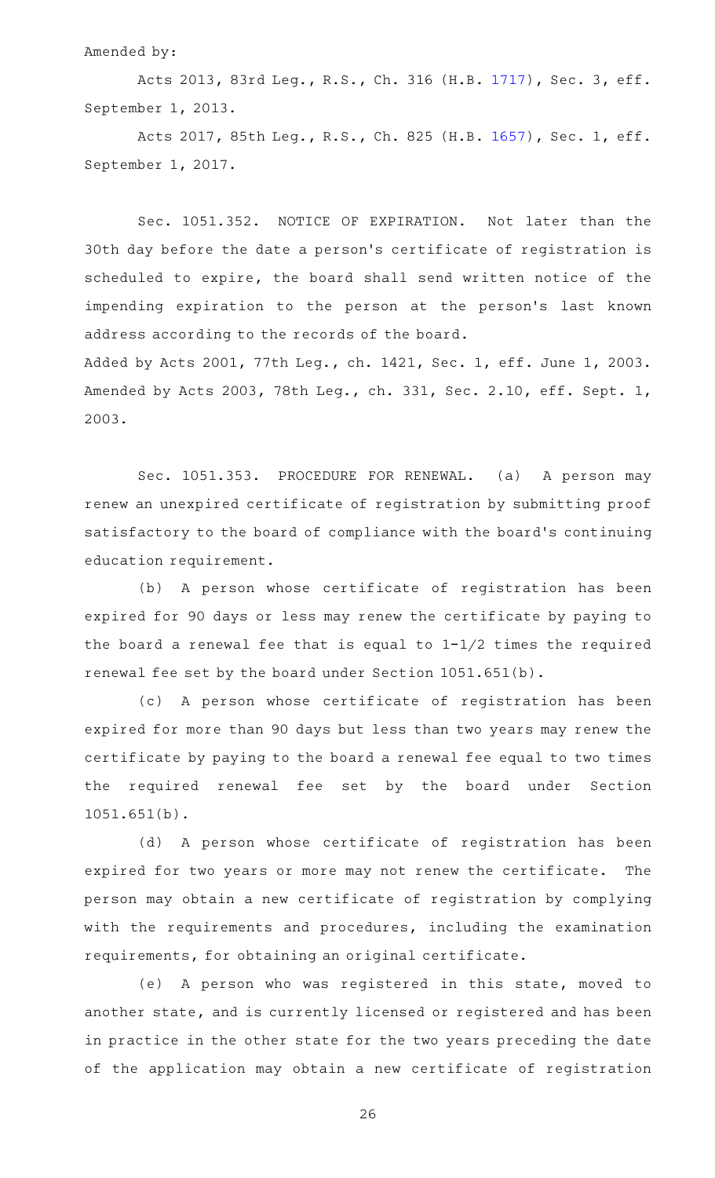Amended by:

Acts 2013, 83rd Leg., R.S., Ch. 316 (H.B. 1717), Sec. 3, eff. September 1, 2013.

Acts 2017, 85th Leg., R.S., Ch. 825 (H.B. 1657), Sec. 1, eff. September 1, 2017.

Sec. 1051.352. NOTICE OF EXPIRATION. Not later than the 30th day before the date a person's certificate of registration is scheduled to expire, the board shall send written notice of the impending expiration to the person at the person's last known address according to the records of the board.

Added by Acts 2001, 77th Leg., ch. 1421, Sec. 1, eff. June 1, 2003. Amended by Acts 2003, 78th Leg., ch. 331, Sec. 2.10, eff. Sept. 1, 2003.

Sec. 1051.353. PROCEDURE FOR RENEWAL. (a) A person may renew an unexpired certificate of registration by submitting proof satisfactory to the board of compliance with the board's continuing education requirement.

(b) A person whose certificate of registration has been expired for 90 days or less may renew the certificate by paying to the board a renewal fee that is equal to 1-1/2 times the required renewal fee set by the board under Section 1051.651(b).

(c) A person whose certificate of registration has been expired for more than 90 days but less than two years may renew the certificate by paying to the board a renewal fee equal to two times the required renewal fee set by the board under Section 1051.651(b).

(d) A person whose certificate of registration has been expired for two years or more may not renew the certificate. The person may obtain a new certificate of registration by complying with the requirements and procedures, including the examination requirements, for obtaining an original certificate.

(e) A person who was registered in this state, moved to another state, and is currently licensed or registered and has been in practice in the other state for the two years preceding the date of the application may obtain a new certificate of registration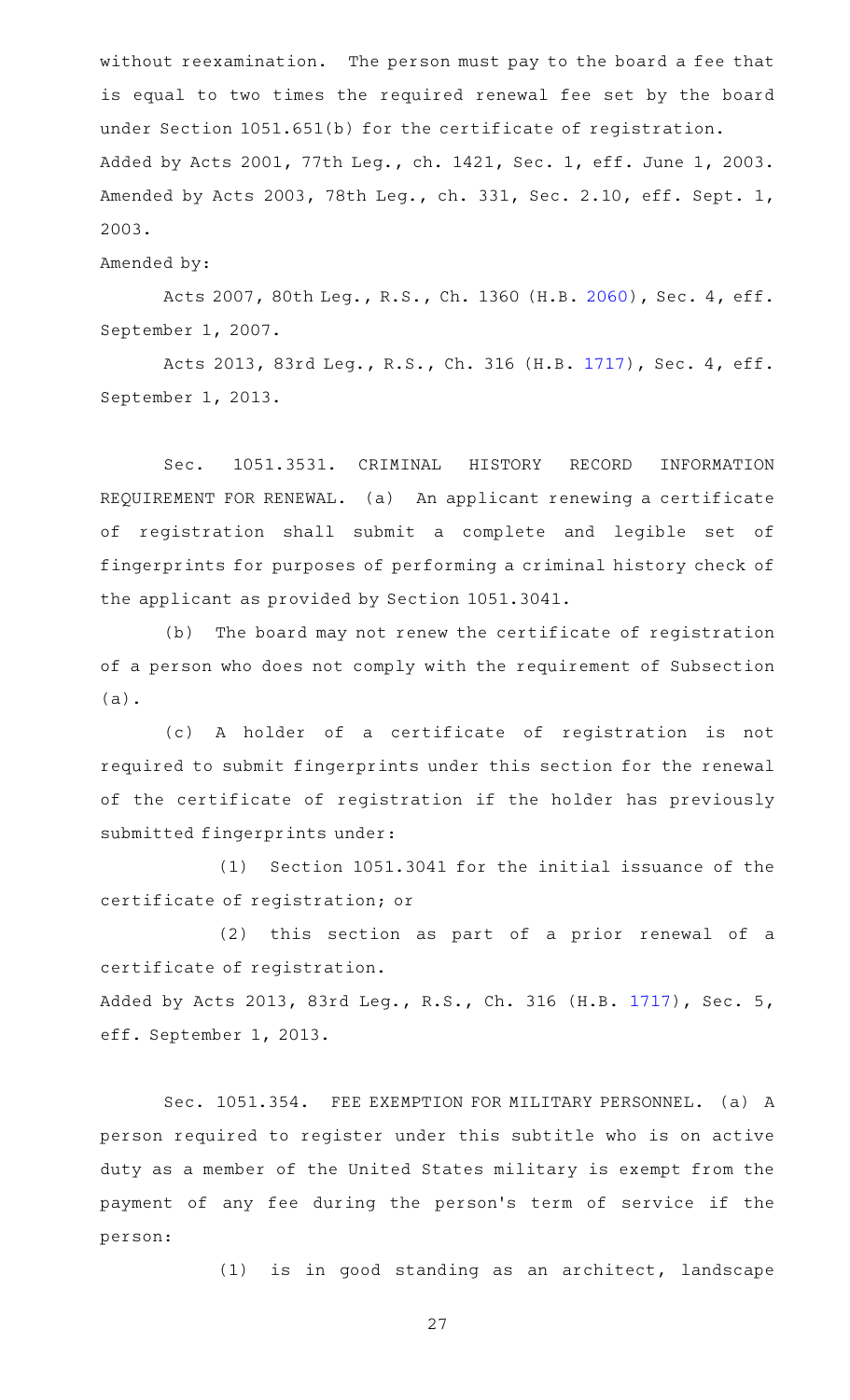without reexamination. The person must pay to the board a fee that is equal to two times the required renewal fee set by the board under Section 1051.651(b) for the certificate of registration.

Added by Acts 2001, 77th Leg., ch. 1421, Sec. 1, eff. June 1, 2003. Amended by Acts 2003, 78th Leg., ch. 331, Sec. 2.10, eff. Sept. 1, 2003.

Amended by:

Acts 2007, 80th Leg., R.S., Ch. 1360 (H.B. 2060), Sec. 4, eff. September 1, 2007.

Acts 2013, 83rd Leg., R.S., Ch. 316 (H.B. 1717), Sec. 4, eff. September 1, 2013.

Sec. 1051.3531. CRIMINAL HISTORY RECORD INFORMATION REQUIREMENT FOR RENEWAL. (a) An applicant renewing a certificate of registration shall submit a complete and legible set of fingerprints for purposes of performing a criminal history check of the applicant as provided by Section 1051.3041.

(b) The board may not renew the certificate of registration of a person who does not comply with the requirement of Subsection (a).

(c) A holder of a certificate of registration is not required to submit fingerprints under this section for the renewal of the certificate of registration if the holder has previously submitted fingerprints under:

(1) Section 1051.3041 for the initial issuance of the certificate of registration; or

(2) this section as part of a prior renewal of a certificate of registration.

Added by Acts 2013, 83rd Leg., R.S., Ch. 316 (H.B. 1717), Sec. 5, eff. September 1, 2013.

Sec. 1051.354. FEE EXEMPTION FOR MILITARY PERSONNEL. (a) A person required to register under this subtitle who is on active duty as a member of the United States military is exempt from the payment of any fee during the person's term of service if the person:

(1) is in good standing as an architect, landscape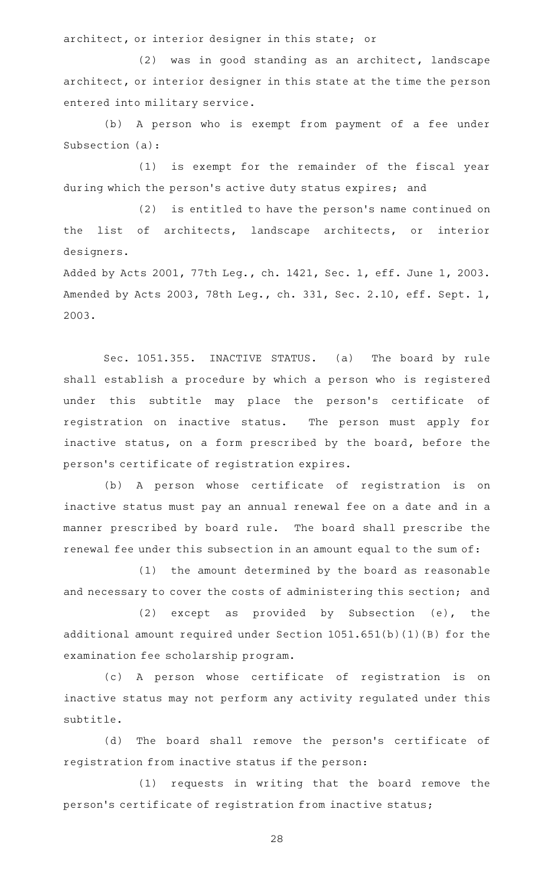architect, or interior designer in this state; or

(2) was in good standing as an architect, landscape architect, or interior designer in this state at the time the person entered into military service.

(b) A person who is exempt from payment of a fee under Subsection (a):

(1) is exempt for the remainder of the fiscal year during which the person's active duty status expires; and

(2) is entitled to have the person's name continued on the list of architects, landscape architects, or interior designers.

Added by Acts 2001, 77th Leg., ch. 1421, Sec. 1, eff. June 1, 2003. Amended by Acts 2003, 78th Leg., ch. 331, Sec. 2.10, eff. Sept. 1, 2003.

Sec. 1051.355. INACTIVE STATUS. (a) The board by rule shall establish a procedure by which a person who is registered under this subtitle may place the person's certificate of registration on inactive status. The person must apply for inactive status, on a form prescribed by the board, before the person's certificate of registration expires.

(b) A person whose certificate of registration is on inactive status must pay an annual renewal fee on a date and in a manner prescribed by board rule. The board shall prescribe the renewal fee under this subsection in an amount equal to the sum of:

(1) the amount determined by the board as reasonable and necessary to cover the costs of administering this section; and

(2) except as provided by Subsection (e), the additional amount required under Section 1051.651(b)(1)(B) for the examination fee scholarship program.

(c) A person whose certificate of registration is on inactive status may not perform any activity regulated under this subtitle.

(d) The board shall remove the person's certificate of registration from inactive status if the person:

(1) requests in writing that the board remove the person's certificate of registration from inactive status;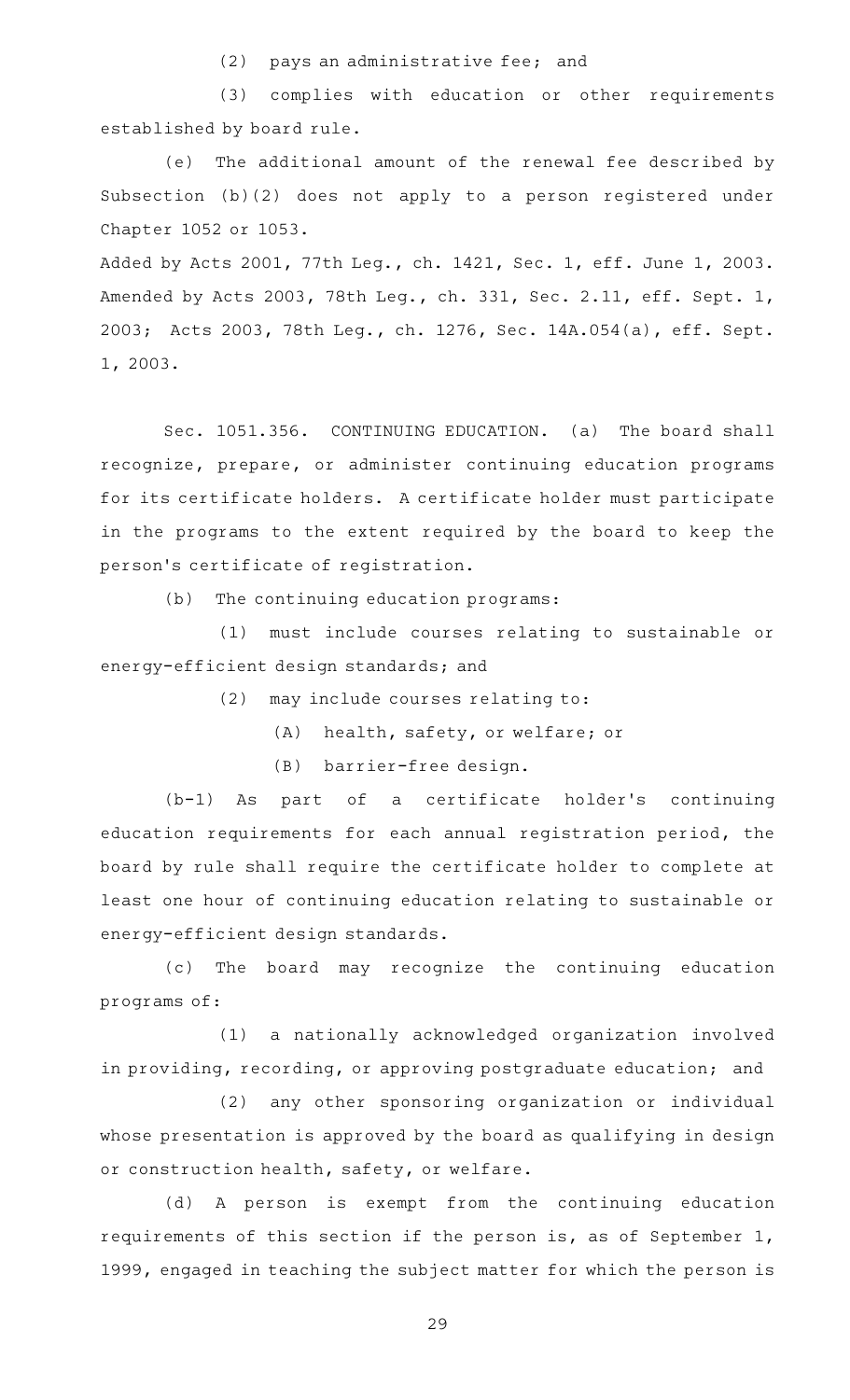(2) pays an administrative fee; and

(3) complies with education or other requirements established by board rule.

(e) The additional amount of the renewal fee described by Subsection (b)(2) does not apply to a person registered under Chapter 1052 or 1053.

Added by Acts 2001, 77th Leg., ch. 1421, Sec. 1, eff. June 1, 2003. Amended by Acts 2003, 78th Leg., ch. 331, Sec. 2.11, eff. Sept. 1, 2003; Acts 2003, 78th Leg., ch. 1276, Sec. 14A.054(a), eff. Sept. 1, 2003.

Sec. 1051.356. CONTINUING EDUCATION. (a) The board shall recognize, prepare, or administer continuing education programs for its certificate holders. A certificate holder must participate in the programs to the extent required by the board to keep the person's certificate of registration.

(b) The continuing education programs:

(1) must include courses relating to sustainable or energy-efficient design standards; and

(2) may include courses relating to:

(A) health, safety, or welfare; or

(B) barrier-free design.

(b-1) As part of a certificate holder's continuing education requirements for each annual registration period, the board by rule shall require the certificate holder to complete at least one hour of continuing education relating to sustainable or energy-efficient design standards.

(c) The board may recognize the continuing education programs of:

(1) a nationally acknowledged organization involved in providing, recording, or approving postgraduate education; and

(2) any other sponsoring organization or individual whose presentation is approved by the board as qualifying in design or construction health, safety, or welfare.

(d) A person is exempt from the continuing education requirements of this section if the person is, as of September 1, 1999, engaged in teaching the subject matter for which the person is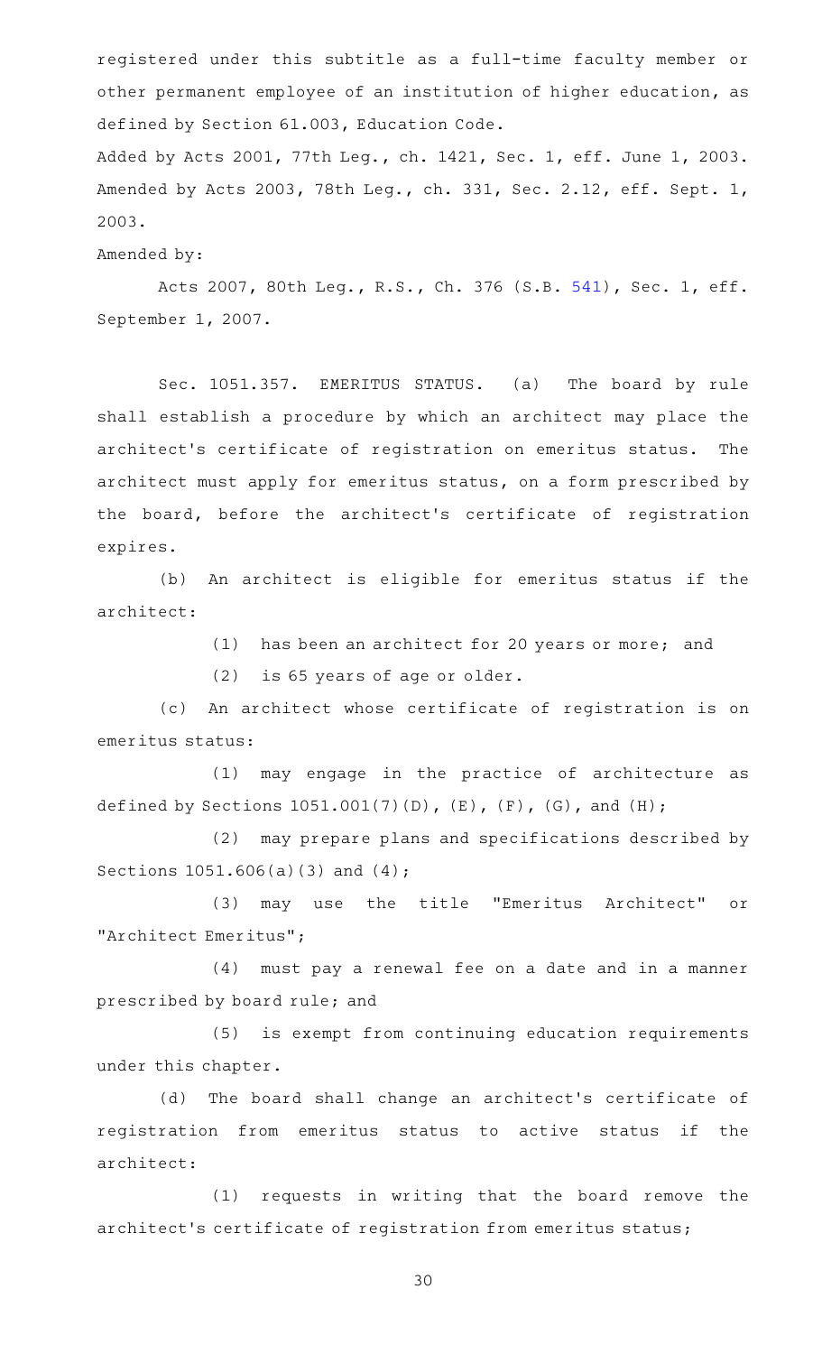registered under this subtitle as a full-time faculty member or other permanent employee of an institution of higher education, as defined by Section 61.003, Education Code.

Added by Acts 2001, 77th Leg., ch. 1421, Sec. 1, eff. June 1, 2003. Amended by Acts 2003, 78th Leg., ch. 331, Sec. 2.12, eff. Sept. 1, 2003.

Amended by:

Acts 2007, 80th Leg., R.S., Ch. 376 (S.B. 541), Sec. 1, eff. September 1, 2007.

Sec. 1051.357. EMERITUS STATUS. (a) The board by rule shall establish a procedure by which an architect may place the architect's certificate of registration on emeritus status. The architect must apply for emeritus status, on a form prescribed by the board, before the architect's certificate of registration expires.

(b) An architect is eligible for emeritus status if the architect:

(1) has been an architect for 20 years or more; and

(2) is 65 years of age or older.

(c) An architect whose certificate of registration is on emeritus status:

(1) may engage in the practice of architecture as defined by Sections 1051.001(7)(D), (E), (F), (G), and (H);

(2) may prepare plans and specifications described by Sections 1051.606(a)(3) and (4);

(3) may use the title "Emeritus Architect" or "Architect Emeritus";

(4) must pay a renewal fee on a date and in a manner prescribed by board rule; and

(5) is exempt from continuing education requirements under this chapter.

(d) The board shall change an architect's certificate of registration from emeritus status to active status if the architect:

(1) requests in writing that the board remove the architect's certificate of registration from emeritus status;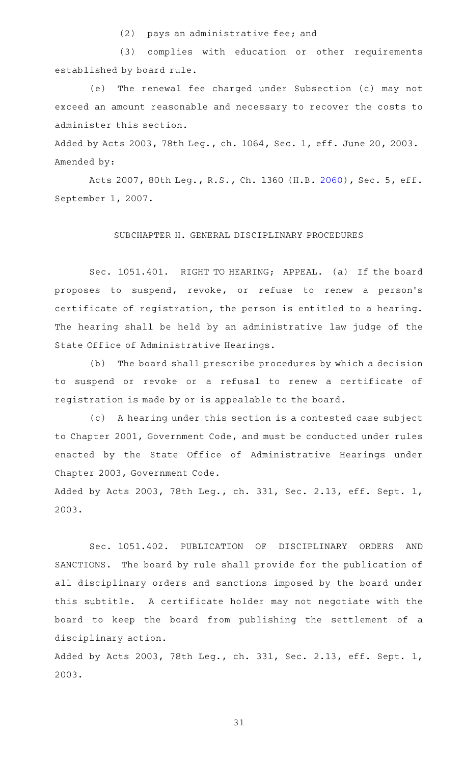(2) pays an administrative fee; and

(3) complies with education or other requirements established by board rule.

(e) The renewal fee charged under Subsection (c) may not exceed an amount reasonable and necessary to recover the costs to administer this section.

Added by Acts 2003, 78th Leg., ch. 1064, Sec. 1, eff. June 20, 2003.
Amended by:

Acts 2007, 80th Leg., R.S., Ch. 1360 (H.B. 2060), Sec. 5, eff. September 1, 2007.

## SUBCHAPTER H. GENERAL DISCIPLINARY PROCEDURES

Sec. 1051.401. RIGHT TO HEARING; APPEAL. (a) If the board proposes to suspend, revoke, or refuse to renew a person's certificate of registration, the person is entitled to a hearing. The hearing shall be held by an administrative law judge of the State Office of Administrative Hearings.

(b) The board shall prescribe procedures by which a decision to suspend or revoke or a refusal to renew a certificate of registration is made by or is appealable to the board.

(c) A hearing under this section is a contested case subject to Chapter 2001, Government Code, and must be conducted under rules enacted by the State Office of Administrative Hearings under Chapter 2003, Government Code.

Added by Acts 2003, 78th Leg., ch. 331, Sec. 2.13, eff. Sept. 1, 2003.

Sec. 1051.402. PUBLICATION OF DISCIPLINARY ORDERS AND SANCTIONS. The board by rule shall provide for the publication of all disciplinary orders and sanctions imposed by the board under this subtitle. A certificate holder may not negotiate with the board to keep the board from publishing the settlement of a disciplinary action.

Added by Acts 2003, 78th Leg., ch. 331, Sec. 2.13, eff. Sept. 1, 2003.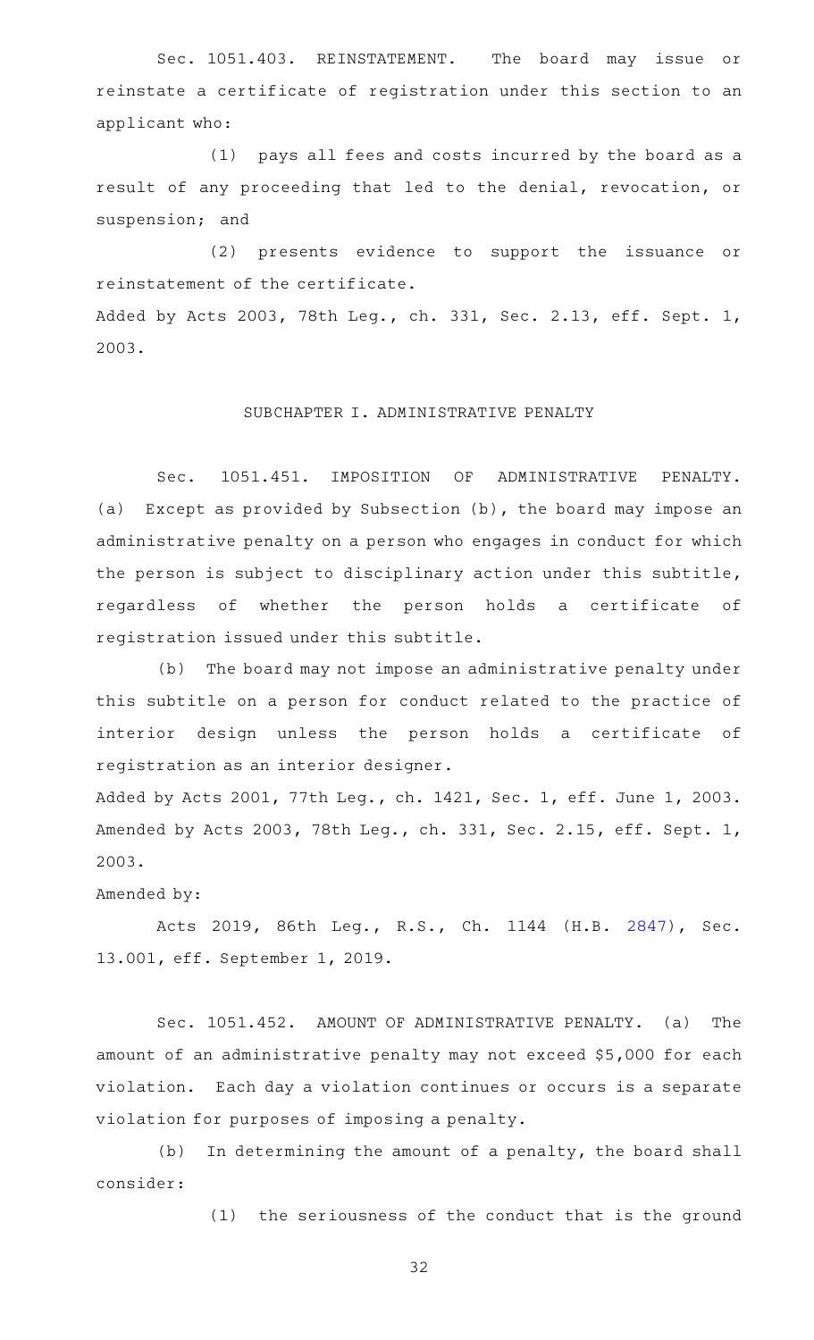Sec. 1051.403. REINSTATEMENT. The board may issue or reinstate a certificate of registration under this section to an applicant who:

(1) pays all fees and costs incurred by the board as a result of any proceeding that led to the denial, revocation, or suspension; and

(2) presents evidence to support the issuance or reinstatement of the certificate.

Added by Acts 2003, 78th Leg., ch. 331, Sec. 2.13, eff. Sept. 1, 2003.

SUBCHAPTER I. ADMINISTRATIVE PENALTY

Sec. 1051.451. IMPOSITION OF ADMINISTRATIVE PENALTY. (a) Except as provided by Subsection (b), the board may impose an administrative penalty on a person who engages in conduct for which the person is subject to disciplinary action under this subtitle, regardless of whether the person holds a certificate of registration issued under this subtitle.

(b) The board may not impose an administrative penalty under this subtitle on a person for conduct related to the practice of interior design unless the person holds a certificate of registration as an interior designer.

Added by Acts 2001, 77th Leg., ch. 1421, Sec. 1, eff. June 1, 2003. Amended by Acts 2003, 78th Leg., ch. 331, Sec. 2.15, eff. Sept. 1, 2003.

Amended by:

Acts 2019, 86th Leg., R.S., Ch. 1144 (H.B. 2847), Sec. 13.001, eff. September 1, 2019.

Sec. 1051.452. AMOUNT OF ADMINISTRATIVE PENALTY. (a) The amount of an administrative penalty may not exceed $5,000 for each violation. Each day a violation continues or occurs is a separate violation for purposes of imposing a penalty.

(b) In determining the amount of a penalty, the board shall consider:

(1) the seriousness of the conduct that is the ground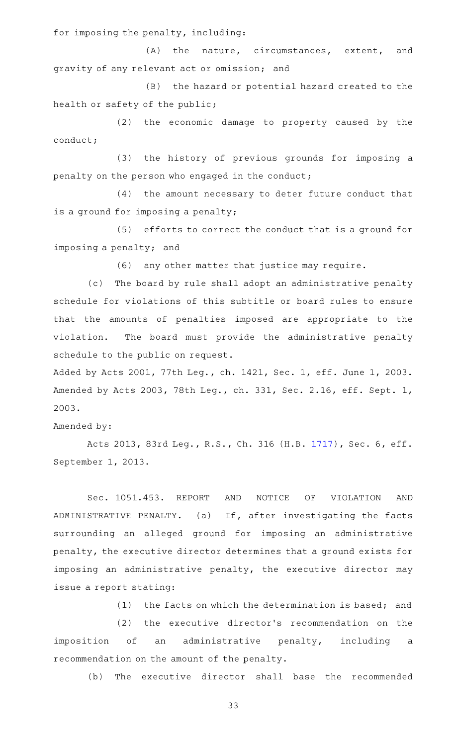for imposing the penalty, including:

(A) the nature, circumstances, extent, and gravity of any relevant act or omission; and

(B) the hazard or potential hazard created to the health or safety of the public;

(2) the economic damage to property caused by the conduct;

(3) the history of previous grounds for imposing a penalty on the person who engaged in the conduct;

(4) the amount necessary to deter future conduct that is a ground for imposing a penalty;

(5) efforts to correct the conduct that is a ground for imposing a penalty; and

(6) any other matter that justice may require.

(c) The board by rule shall adopt an administrative penalty schedule for violations of this subtitle or board rules to ensure that the amounts of penalties imposed are appropriate to the violation. The board must provide the administrative penalty schedule to the public on request.

Added by Acts 2001, 77th Leg., ch. 1421, Sec. 1, eff. June 1, 2003. Amended by Acts 2003, 78th Leg., ch. 331, Sec. 2.16, eff. Sept. 1, 2003.

Amended by:

Acts 2013, 83rd Leg., R.S., Ch. 316 (H.B. 1717), Sec. 6, eff. September 1, 2013.

Sec. 1051.453. REPORT AND NOTICE OF VIOLATION AND ADMINISTRATIVE PENALTY. (a) If, after investigating the facts surrounding an alleged ground for imposing an administrative penalty, the executive director determines that a ground exists for imposing an administrative penalty, the executive director may issue a report stating:

(1) the facts on which the determination is based; and

(2) the executive director's recommendation on the imposition of an administrative penalty, including a recommendation on the amount of the penalty.

(b) The executive director shall base the recommended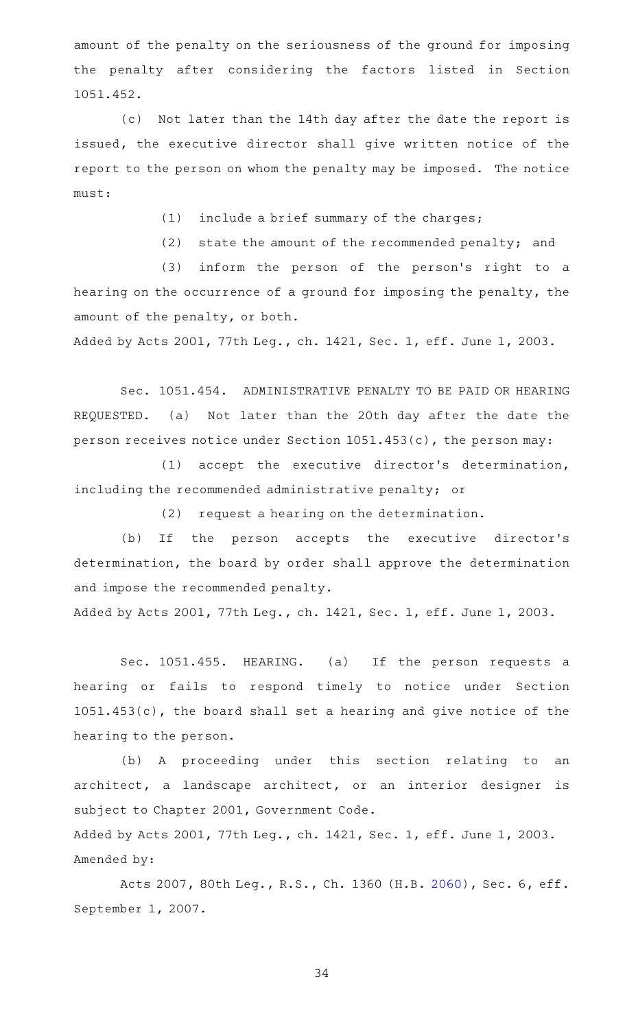amount of the penalty on the seriousness of the ground for imposing the penalty after considering the factors listed in Section 1051.452.

(c) Not later than the 14th day after the date the report is issued, the executive director shall give written notice of the report to the person on whom the penalty may be imposed. The notice must:

(1) include a brief summary of the charges;

(2) state the amount of the recommended penalty; and

(3) inform the person of the person's right to a hearing on the occurrence of a ground for imposing the penalty, the amount of the penalty, or both.

Added by Acts 2001, 77th Leg., ch. 1421, Sec. 1, eff. June 1, 2003.

Sec. 1051.454. ADMINISTRATIVE PENALTY TO BE PAID OR HEARING REQUESTED. (a) Not later than the 20th day after the date the person receives notice under Section 1051.453(c), the person may:

(1) accept the executive director's determination, including the recommended administrative penalty; or

(2) request a hearing on the determination.

(b) If the person accepts the executive director's determination, the board by order shall approve the determination and impose the recommended penalty.

Added by Acts 2001, 77th Leg., ch. 1421, Sec. 1, eff. June 1, 2003.

Sec. 1051.455. HEARING. (a) If the person requests a hearing or fails to respond timely to notice under Section 1051.453(c), the board shall set a hearing and give notice of the hearing to the person.

(b) A proceeding under this section relating to an architect, a landscape architect, or an interior designer is subject to Chapter 2001, Government Code.

Added by Acts 2001, 77th Leg., ch. 1421, Sec. 1, eff. June 1, 2003.
Amended by:

Acts 2007, 80th Leg., R.S., Ch. 1360 (H.B. 2060), Sec. 6, eff. September 1, 2007.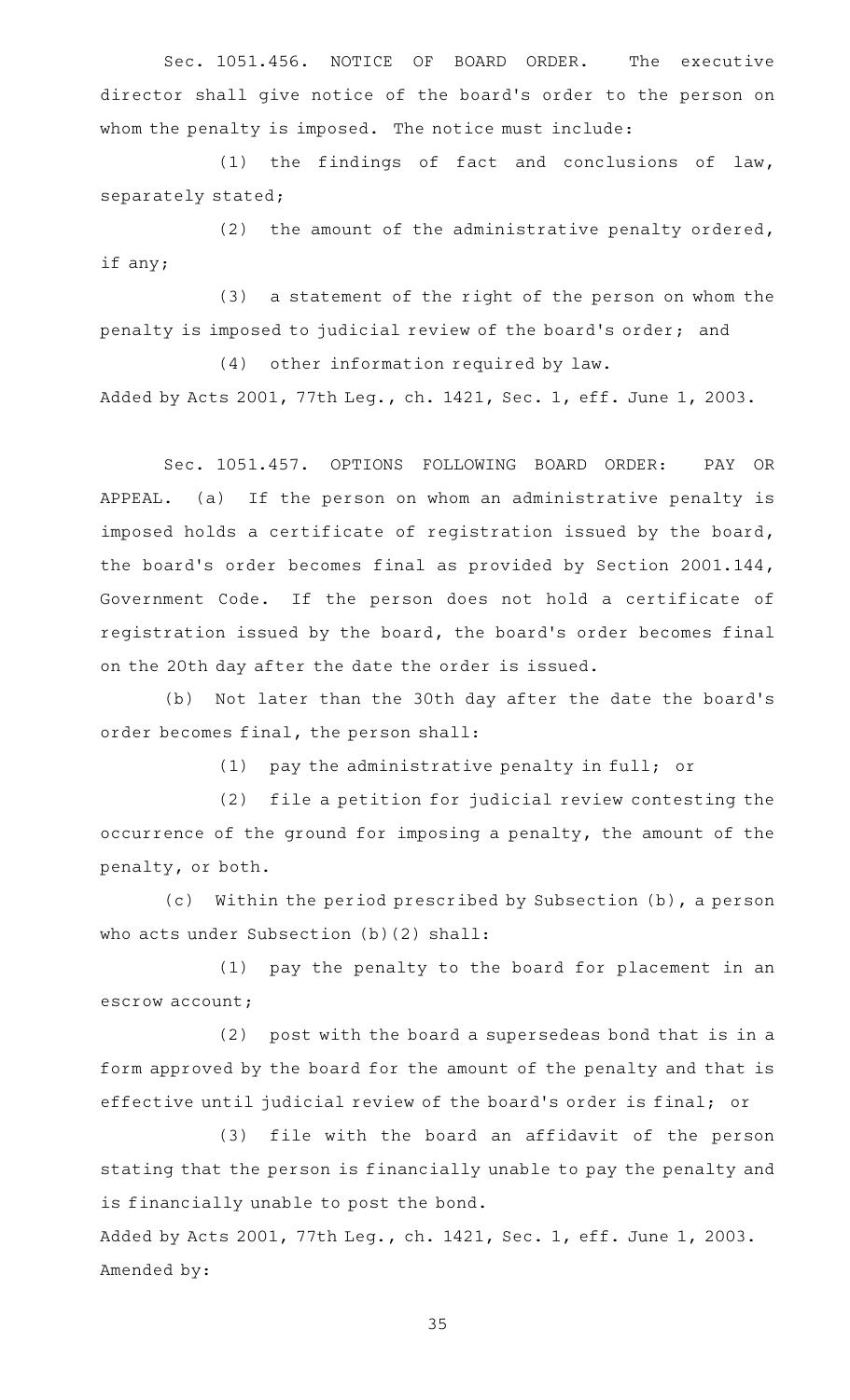Sec. 1051.456. NOTICE OF BOARD ORDER. The executive director shall give notice of the board's order to the person on whom the penalty is imposed. The notice must include:

(1) the findings of fact and conclusions of law, separately stated;

(2) the amount of the administrative penalty ordered, if any;

(3) a statement of the right of the person on whom the penalty is imposed to judicial review of the board's order; and

(4) other information required by law.

Added by Acts 2001, 77th Leg., ch. 1421, Sec. 1, eff. June 1, 2003.

Sec. 1051.457. OPTIONS FOLLOWING BOARD ORDER: PAY OR APPEAL. (a) If the person on whom an administrative penalty is imposed holds a certificate of registration issued by the board, the board's order becomes final as provided by Section 2001.144, Government Code. If the person does not hold a certificate of registration issued by the board, the board's order becomes final on the 20th day after the date the order is issued.

(b) Not later than the 30th day after the date the board's order becomes final, the person shall:

(1) pay the administrative penalty in full; or

(2) file a petition for judicial review contesting the occurrence of the ground for imposing a penalty, the amount of the penalty, or both.

(c) Within the period prescribed by Subsection (b), a person who acts under Subsection (b)(2) shall:

(1) pay the penalty to the board for placement in an escrow account;

(2) post with the board a supersedeas bond that is in a form approved by the board for the amount of the penalty and that is effective until judicial review of the board's order is final; or

(3) file with the board an affidavit of the person stating that the person is financially unable to pay the penalty and is financially unable to post the bond.

Added by Acts 2001, 77th Leg., ch. 1421, Sec. 1, eff. June 1, 2003.
Amended by: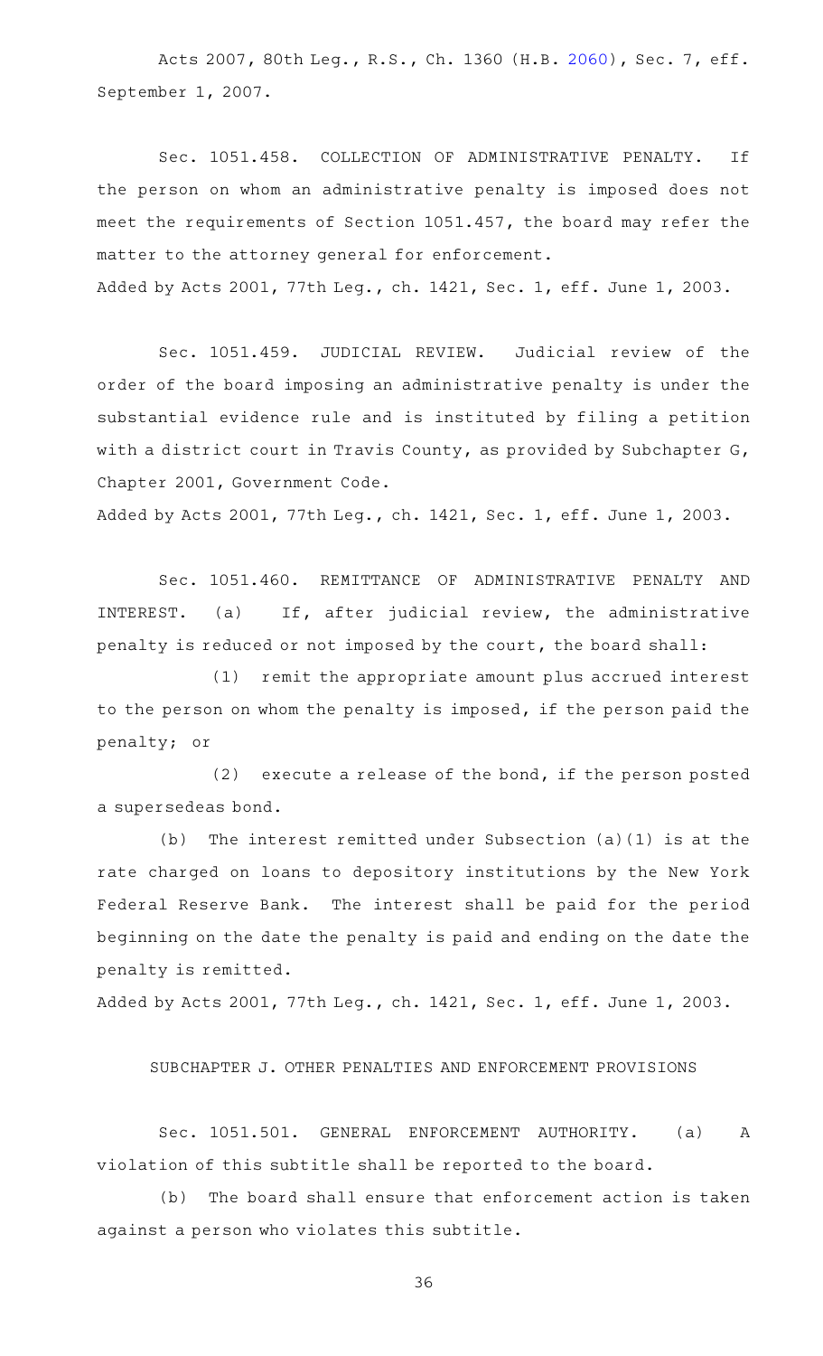Acts 2007, 80th Leg., R.S., Ch. 1360 (H.B. 2060), Sec. 7, eff. September 1, 2007.

Sec. 1051.458. COLLECTION OF ADMINISTRATIVE PENALTY. If the person on whom an administrative penalty is imposed does not meet the requirements of Section 1051.457, the board may refer the matter to the attorney general for enforcement.

Added by Acts 2001, 77th Leg., ch. 1421, Sec. 1, eff. June 1, 2003.

Sec. 1051.459. JUDICIAL REVIEW. Judicial review of the order of the board imposing an administrative penalty is under the substantial evidence rule and is instituted by filing a petition with a district court in Travis County, as provided by Subchapter G, Chapter 2001, Government Code.

Added by Acts 2001, 77th Leg., ch. 1421, Sec. 1, eff. June 1, 2003.

Sec. 1051.460. REMITTANCE OF ADMINISTRATIVE PENALTY AND INTEREST. (a) If, after judicial review, the administrative penalty is reduced or not imposed by the court, the board shall:

(1) remit the appropriate amount plus accrued interest to the person on whom the penalty is imposed, if the person paid the penalty; or

(2) execute a release of the bond, if the person posted a supersedeas bond.

(b) The interest remitted under Subsection (a)(1) is at the rate charged on loans to depository institutions by the New York Federal Reserve Bank. The interest shall be paid for the period beginning on the date the penalty is paid and ending on the date the penalty is remitted.

Added by Acts 2001, 77th Leg., ch. 1421, Sec. 1, eff. June 1, 2003.

## SUBCHAPTER J. OTHER PENALTIES AND ENFORCEMENT PROVISIONS

Sec. 1051.501. GENERAL ENFORCEMENT AUTHORITY. (a) A violation of this subtitle shall be reported to the board.

(b) The board shall ensure that enforcement action is taken against a person who violates this subtitle.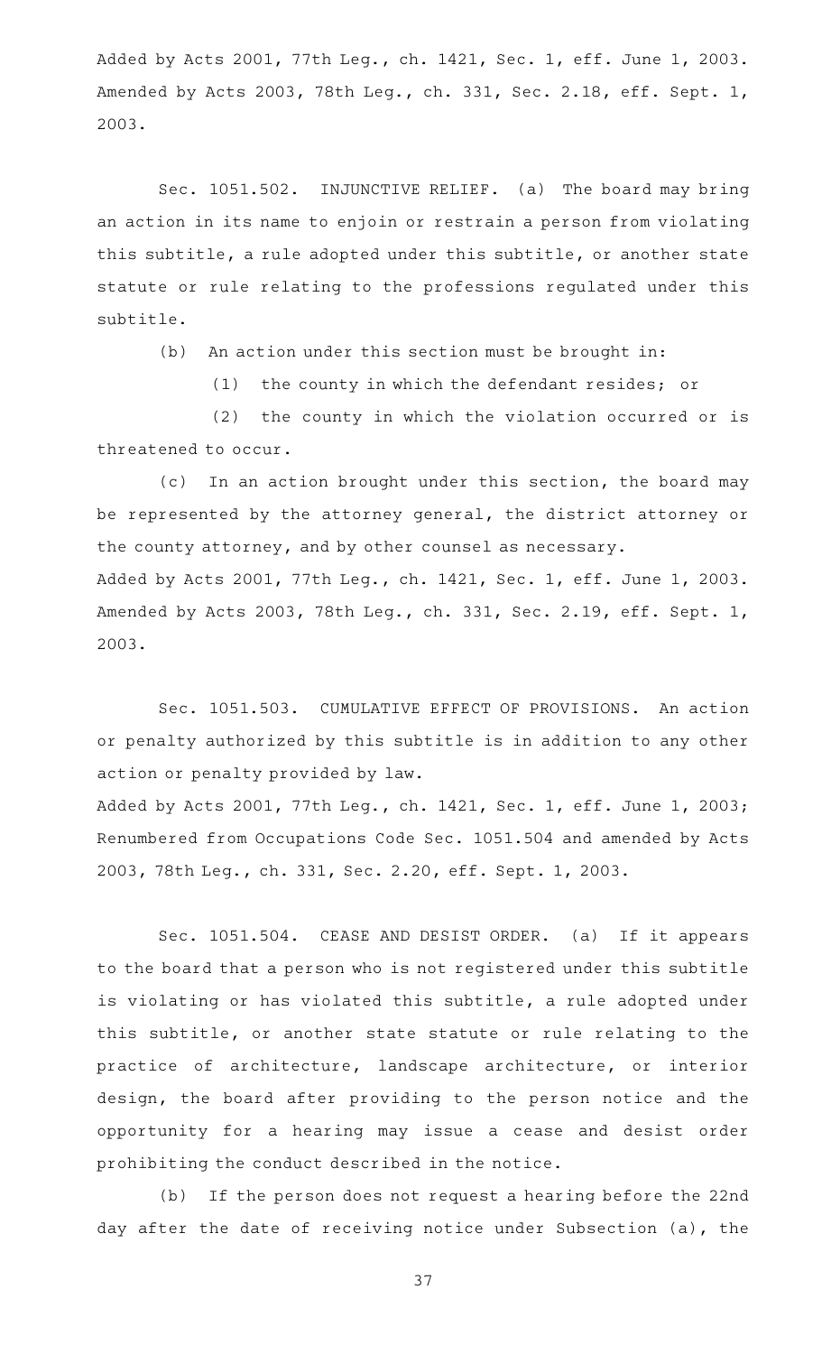Added by Acts 2001, 77th Leg., ch. 1421, Sec. 1, eff. June 1, 2003. Amended by Acts 2003, 78th Leg., ch. 331, Sec. 2.18, eff. Sept. 1, 2003.

Sec. 1051.502. INJUNCTIVE RELIEF. (a) The board may bring an action in its name to enjoin or restrain a person from violating this subtitle, a rule adopted under this subtitle, or another state statute or rule relating to the professions regulated under this subtitle.

(b) An action under this section must be brought in:

(1) the county in which the defendant resides; or

(2) the county in which the violation occurred or is threatened to occur.

(c) In an action brought under this section, the board may be represented by the attorney general, the district attorney or the county attorney, and by other counsel as necessary.

Added by Acts 2001, 77th Leg., ch. 1421, Sec. 1, eff. June 1, 2003. Amended by Acts 2003, 78th Leg., ch. 331, Sec. 2.19, eff. Sept. 1, 2003.

Sec. 1051.503. CUMULATIVE EFFECT OF PROVISIONS. An action or penalty authorized by this subtitle is in addition to any other action or penalty provided by law.

Added by Acts 2001, 77th Leg., ch. 1421, Sec. 1, eff. June 1, 2003; Renumbered from Occupations Code Sec. 1051.504 and amended by Acts 2003, 78th Leg., ch. 331, Sec. 2.20, eff. Sept. 1, 2003.

Sec. 1051.504. CEASE AND DESIST ORDER. (a) If it appears to the board that a person who is not registered under this subtitle is violating or has violated this subtitle, a rule adopted under this subtitle, or another state statute or rule relating to the practice of architecture, landscape architecture, or interior design, the board after providing to the person notice and the opportunity for a hearing may issue a cease and desist order prohibiting the conduct described in the notice.

(b) If the person does not request a hearing before the 22nd day after the date of receiving notice under Subsection (a), the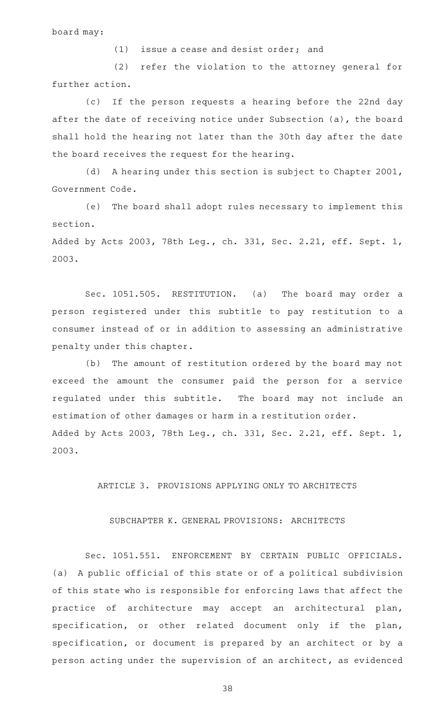board may:

(1) issue a cease and desist order; and

(2) refer the violation to the attorney general for further action.

(c) If the person requests a hearing before the 22nd day after the date of receiving notice under Subsection (a), the board shall hold the hearing not later than the 30th day after the date the board receives the request for the hearing.

(d) A hearing under this section is subject to Chapter 2001, Government Code.

(e) The board shall adopt rules necessary to implement this section.

Added by Acts 2003, 78th Leg., ch. 331, Sec. 2.21, eff. Sept. 1, 2003.

Sec. 1051.505. RESTITUTION. (a) The board may order a person registered under this subtitle to pay restitution to a consumer instead of or in addition to assessing an administrative penalty under this chapter.

(b) The amount of restitution ordered by the board may not exceed the amount the consumer paid the person for a service regulated under this subtitle. The board may not include an estimation of other damages or harm in a restitution order.

Added by Acts 2003, 78th Leg., ch. 331, Sec. 2.21, eff. Sept. 1, 2003.

ARTICLE 3. PROVISIONS APPLYING ONLY TO ARCHITECTS

SUBCHAPTER K. GENERAL PROVISIONS: ARCHITECTS

Sec. 1051.551. ENFORCEMENT BY CERTAIN PUBLIC OFFICIALS. (a) A public official of this state or of a political subdivision of this state who is responsible for enforcing laws that affect the practice of architecture may accept an architectural plan, specification, or other related document only if the plan, specification, or document is prepared by an architect or by a person acting under the supervision of an architect, as evidenced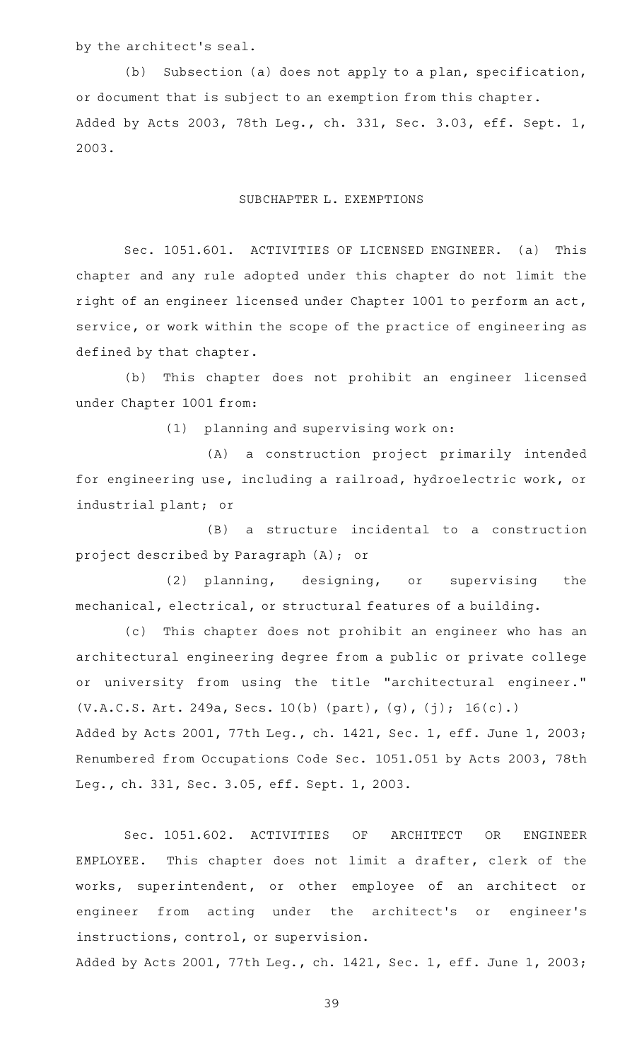by the architect's seal.

(b) Subsection (a) does not apply to a plan, specification, or document that is subject to an exemption from this chapter.

Added by Acts 2003, 78th Leg., ch. 331, Sec. 3.03, eff. Sept. 1, 2003.

## SUBCHAPTER L. EXEMPTIONS

Sec. 1051.601. ACTIVITIES OF LICENSED ENGINEER. (a) This chapter and any rule adopted under this chapter do not limit the right of an engineer licensed under Chapter 1001 to perform an act, service, or work within the scope of the practice of engineering as defined by that chapter.

(b) This chapter does not prohibit an engineer licensed under Chapter 1001 from:

(1) planning and supervising work on:

(A) a construction project primarily intended for engineering use, including a railroad, hydroelectric work, or industrial plant; or

(B) a structure incidental to a construction project described by Paragraph (A); or

(2) planning, designing, or supervising the mechanical, electrical, or structural features of a building.

(c) This chapter does not prohibit an engineer who has an architectural engineering degree from a public or private college or university from using the title "architectural engineer." (V.A.C.S. Art. 249a, Secs. 10(b) (part), (g), (j); 16(c).)

Added by Acts 2001, 77th Leg., ch. 1421, Sec. 1, eff. June 1, 2003; Renumbered from Occupations Code Sec. 1051.051 by Acts 2003, 78th Leg., ch. 331, Sec. 3.05, eff. Sept. 1, 2003.

Sec. 1051.602. ACTIVITIES OF ARCHITECT OR ENGINEER EMPLOYEE. This chapter does not limit a drafter, clerk of the works, superintendent, or other employee of an architect or engineer from acting under the architect's or engineer's instructions, control, or supervision.

Added by Acts 2001, 77th Leg., ch. 1421, Sec. 1, eff. June 1, 2003;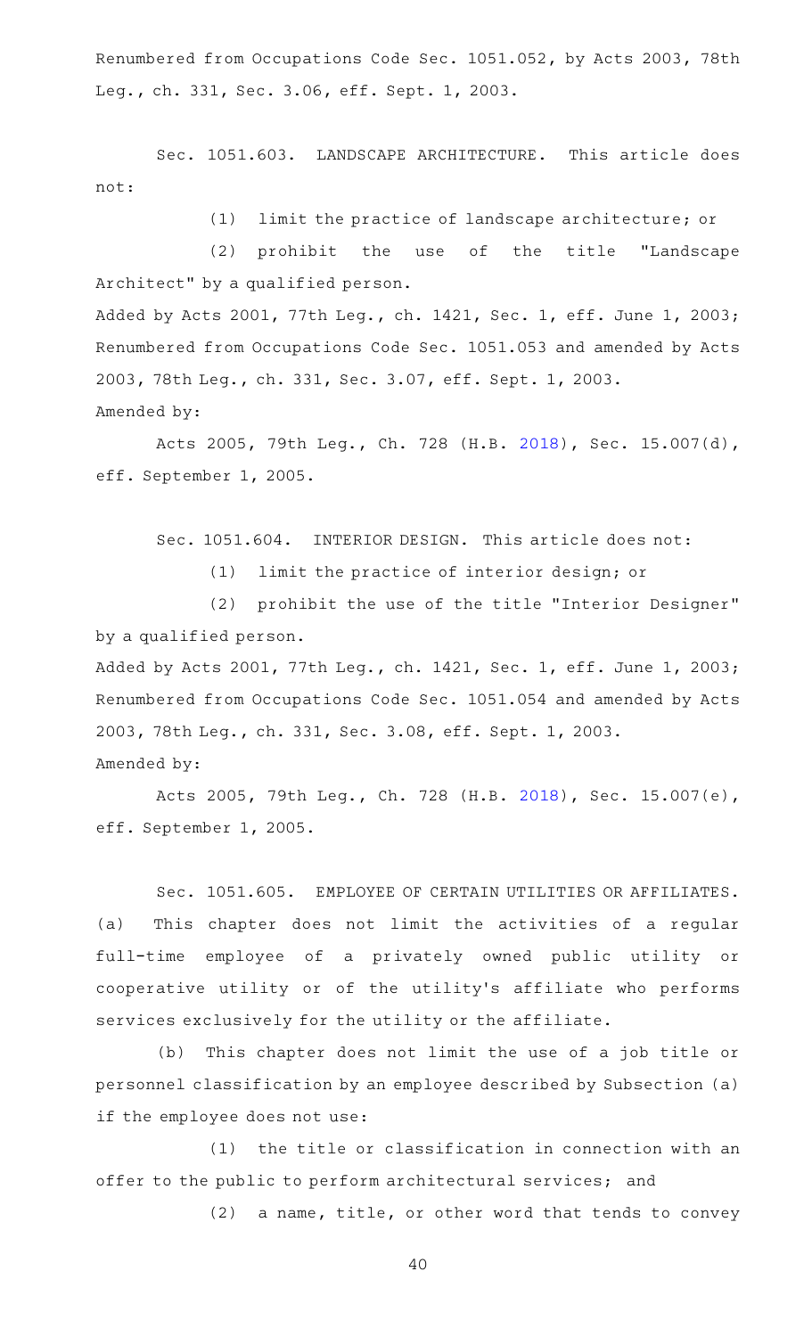Renumbered from Occupations Code Sec. 1051.052, by Acts 2003, 78th Leg., ch. 331, Sec. 3.06, eff. Sept. 1, 2003.

Sec. 1051.603. LANDSCAPE ARCHITECTURE. This article does not:

(1) limit the practice of landscape architecture; or

(2) prohibit the use of the title "Landscape Architect" by a qualified person.

Added by Acts 2001, 77th Leg., ch. 1421, Sec. 1, eff. June 1, 2003; Renumbered from Occupations Code Sec. 1051.053 and amended by Acts 2003, 78th Leg., ch. 331, Sec. 3.07, eff. Sept. 1, 2003.

Amended by:

Acts 2005, 79th Leg., Ch. 728 (H.B. 2018), Sec. 15.007(d), eff. September 1, 2005.

Sec. 1051.604. INTERIOR DESIGN. This article does not:

(1) limit the practice of interior design; or

(2) prohibit the use of the title "Interior Designer" by a qualified person.

Added by Acts 2001, 77th Leg., ch. 1421, Sec. 1, eff. June 1, 2003; Renumbered from Occupations Code Sec. 1051.054 and amended by Acts 2003, 78th Leg., ch. 331, Sec. 3.08, eff. Sept. 1, 2003.

Amended by:

Acts 2005, 79th Leg., Ch. 728 (H.B. 2018), Sec. 15.007(e), eff. September 1, 2005.

Sec. 1051.605. EMPLOYEE OF CERTAIN UTILITIES OR AFFILIATES. (a) This chapter does not limit the activities of a regular full-time employee of a privately owned public utility or cooperative utility or of the utility's affiliate who performs services exclusively for the utility or the affiliate.

(b) This chapter does not limit the use of a job title or personnel classification by an employee described by Subsection (a) if the employee does not use:

(1) the title or classification in connection with an offer to the public to perform architectural services; and

(2) a name, title, or other word that tends to convey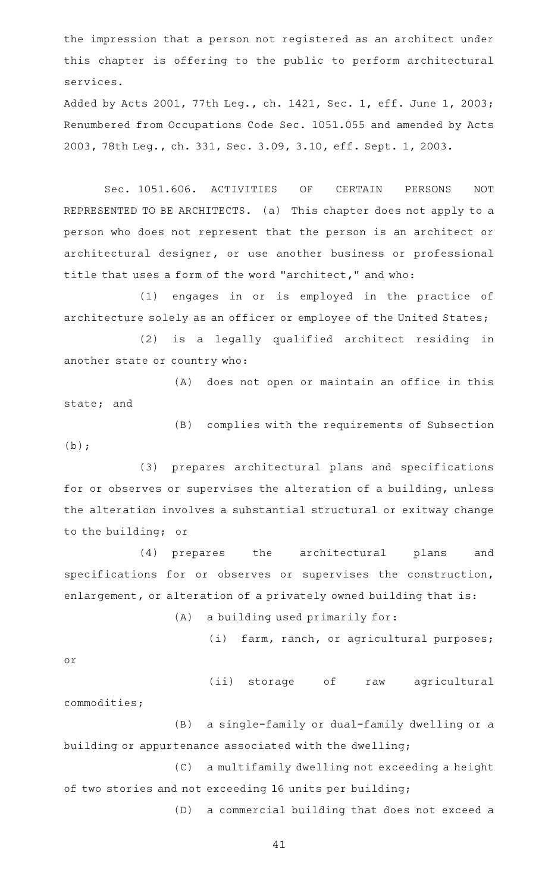the impression that a person not registered as an architect under this chapter is offering to the public to perform architectural services.

Added by Acts 2001, 77th Leg., ch. 1421, Sec. 1, eff. June 1, 2003; Renumbered from Occupations Code Sec. 1051.055 and amended by Acts 2003, 78th Leg., ch. 331, Sec. 3.09, 3.10, eff. Sept. 1, 2003.

Sec. 1051.606. ACTIVITIES OF CERTAIN PERSONS NOT REPRESENTED TO BE ARCHITECTS. (a) This chapter does not apply to a person who does not represent that the person is an architect or architectural designer, or use another business or professional title that uses a form of the word "architect," and who:

(1) engages in or is employed in the practice of architecture solely as an officer or employee of the United States;

(2) is a legally qualified architect residing in another state or country who:

(A) does not open or maintain an office in this state; and

(B) complies with the requirements of Subsection (b);

(3) prepares architectural plans and specifications for or observes or supervises the alteration of a building, unless the alteration involves a substantial structural or exitway change to the building; or

(4) prepares the architectural plans and specifications for or observes or supervises the construction, enlargement, or alteration of a privately owned building that is:

(A) a building used primarily for:

(i) farm, ranch, or agricultural purposes; or

(ii) storage of raw agricultural commodities;

(B) a single-family or dual-family dwelling or a building or appurtenance associated with the dwelling;

(C) a multifamily dwelling not exceeding a height of two stories and not exceeding 16 units per building;

(D) a commercial building that does not exceed a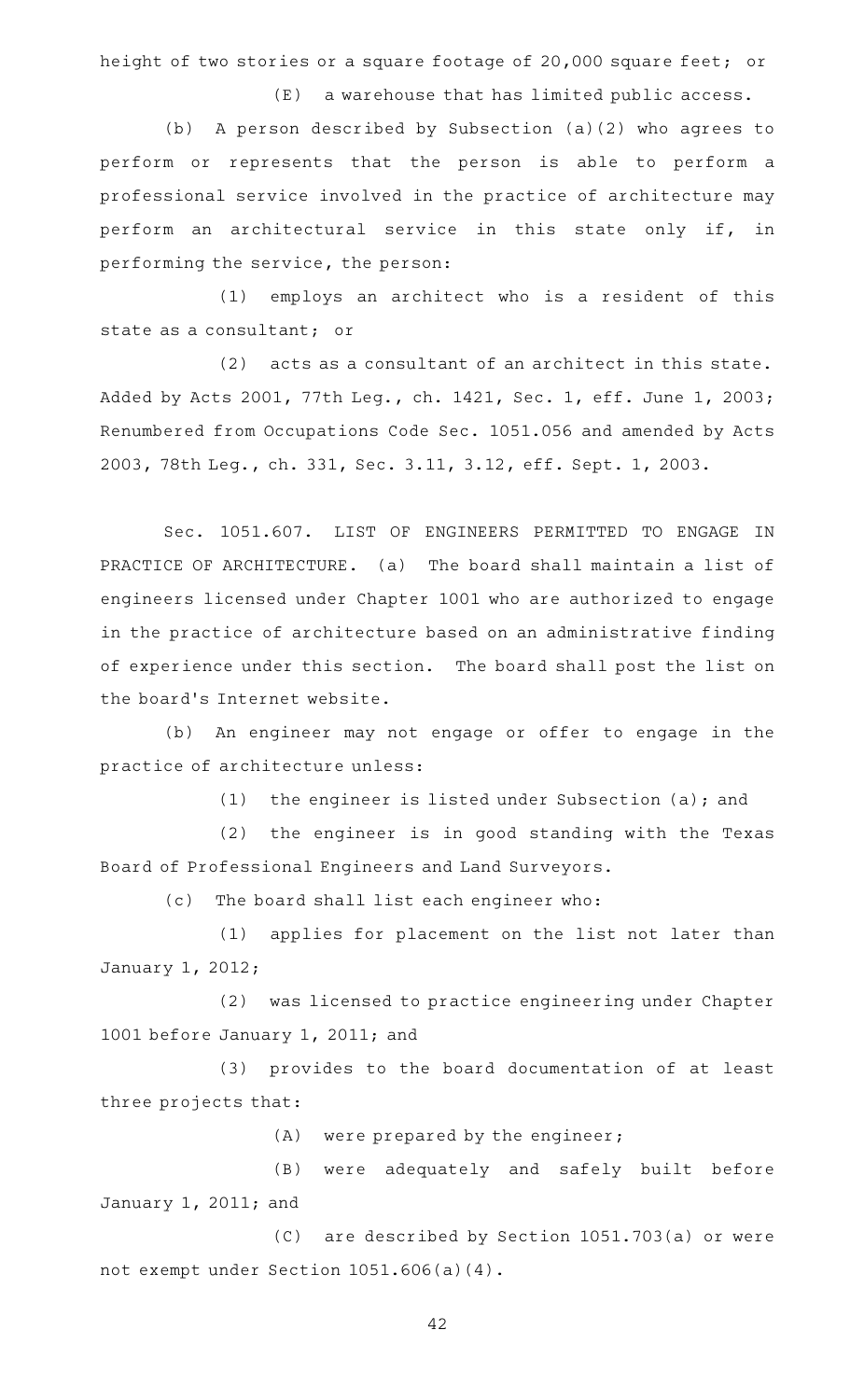height of two stories or a square footage of 20,000 square feet; or

(E) a warehouse that has limited public access.

(b) A person described by Subsection (a)(2) who agrees to perform or represents that the person is able to perform a professional service involved in the practice of architecture may perform an architectural service in this state only if, in performing the service, the person:

(1) employs an architect who is a resident of this state as a consultant; or

(2) acts as a consultant of an architect in this state.

Added by Acts 2001, 77th Leg., ch. 1421, Sec. 1, eff. June 1, 2003; Renumbered from Occupations Code Sec. 1051.056 and amended by Acts 2003, 78th Leg., ch. 331, Sec. 3.11, 3.12, eff. Sept. 1, 2003.

Sec. 1051.607. LIST OF ENGINEERS PERMITTED TO ENGAGE IN PRACTICE OF ARCHITECTURE. (a) The board shall maintain a list of engineers licensed under Chapter 1001 who are authorized to engage in the practice of architecture based on an administrative finding of experience under this section. The board shall post the list on the board's Internet website.

(b) An engineer may not engage or offer to engage in the practice of architecture unless:

(1) the engineer is listed under Subsection (a); and

(2) the engineer is in good standing with the Texas Board of Professional Engineers and Land Surveyors.

(c) The board shall list each engineer who:

(1) applies for placement on the list not later than January 1, 2012;

(2) was licensed to practice engineering under Chapter 1001 before January 1, 2011; and

(3) provides to the board documentation of at least three projects that:

(A) were prepared by the engineer;

(B) were adequately and safely built before January 1, 2011; and

(C) are described by Section 1051.703(a) or were not exempt under Section 1051.606(a)(4).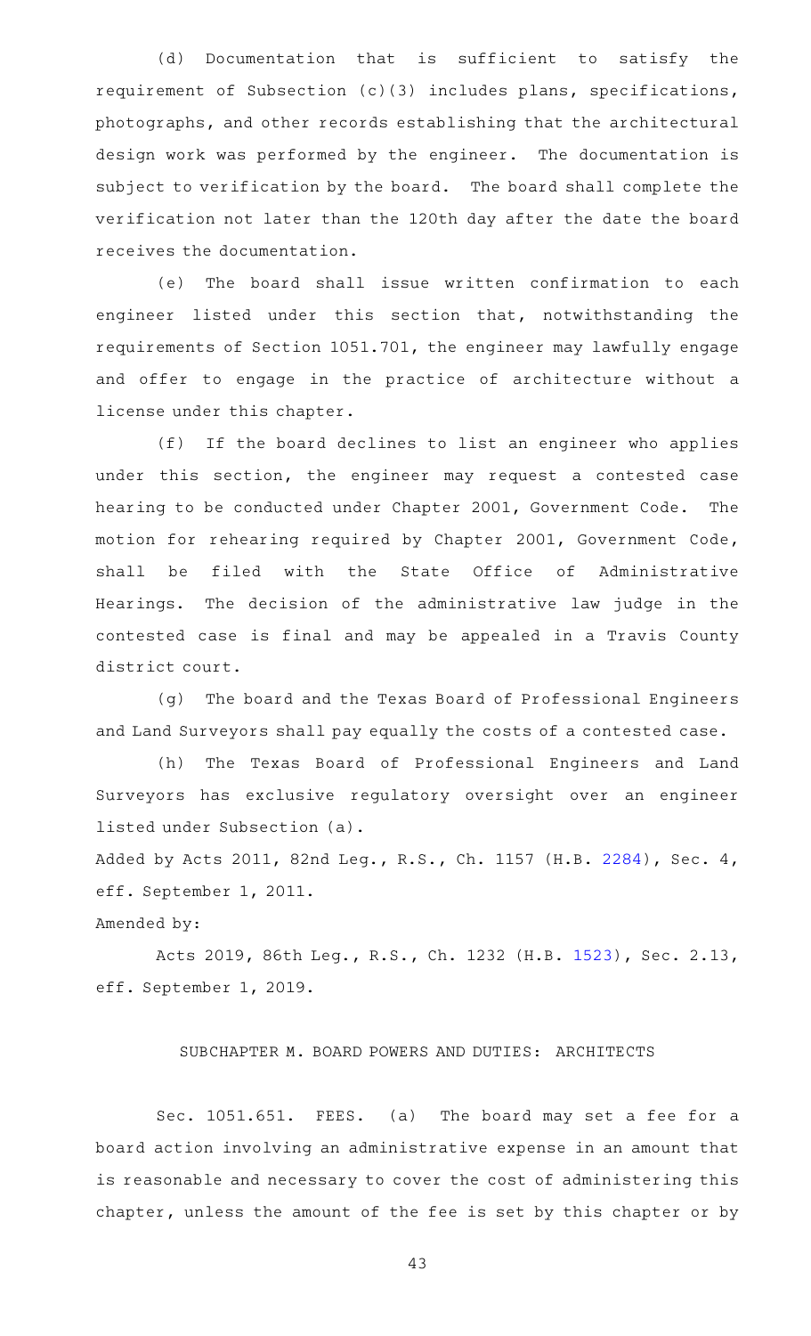(d) Documentation that is sufficient to satisfy the requirement of Subsection (c)(3) includes plans, specifications, photographs, and other records establishing that the architectural design work was performed by the engineer. The documentation is subject to verification by the board. The board shall complete the verification not later than the 120th day after the date the board receives the documentation.

(e) The board shall issue written confirmation to each engineer listed under this section that, notwithstanding the requirements of Section 1051.701, the engineer may lawfully engage and offer to engage in the practice of architecture without a license under this chapter.

(f) If the board declines to list an engineer who applies under this section, the engineer may request a contested case hearing to be conducted under Chapter 2001, Government Code. The motion for rehearing required by Chapter 2001, Government Code, shall be filed with the State Office of Administrative Hearings. The decision of the administrative law judge in the contested case is final and may be appealed in a Travis County district court.

(g) The board and the Texas Board of Professional Engineers and Land Surveyors shall pay equally the costs of a contested case.

(h) The Texas Board of Professional Engineers and Land Surveyors has exclusive regulatory oversight over an engineer listed under Subsection (a).

Added by Acts 2011, 82nd Leg., R.S., Ch. 1157 (H.B. 2284), Sec. 4, eff. September 1, 2011.

Amended by:

Acts 2019, 86th Leg., R.S., Ch. 1232 (H.B. 1523), Sec. 2.13, eff. September 1, 2019.

## SUBCHAPTER M. BOARD POWERS AND DUTIES: ARCHITECTS

Sec. 1051.651. FEES. (a) The board may set a fee for a board action involving an administrative expense in an amount that is reasonable and necessary to cover the cost of administering this chapter, unless the amount of the fee is set by this chapter or by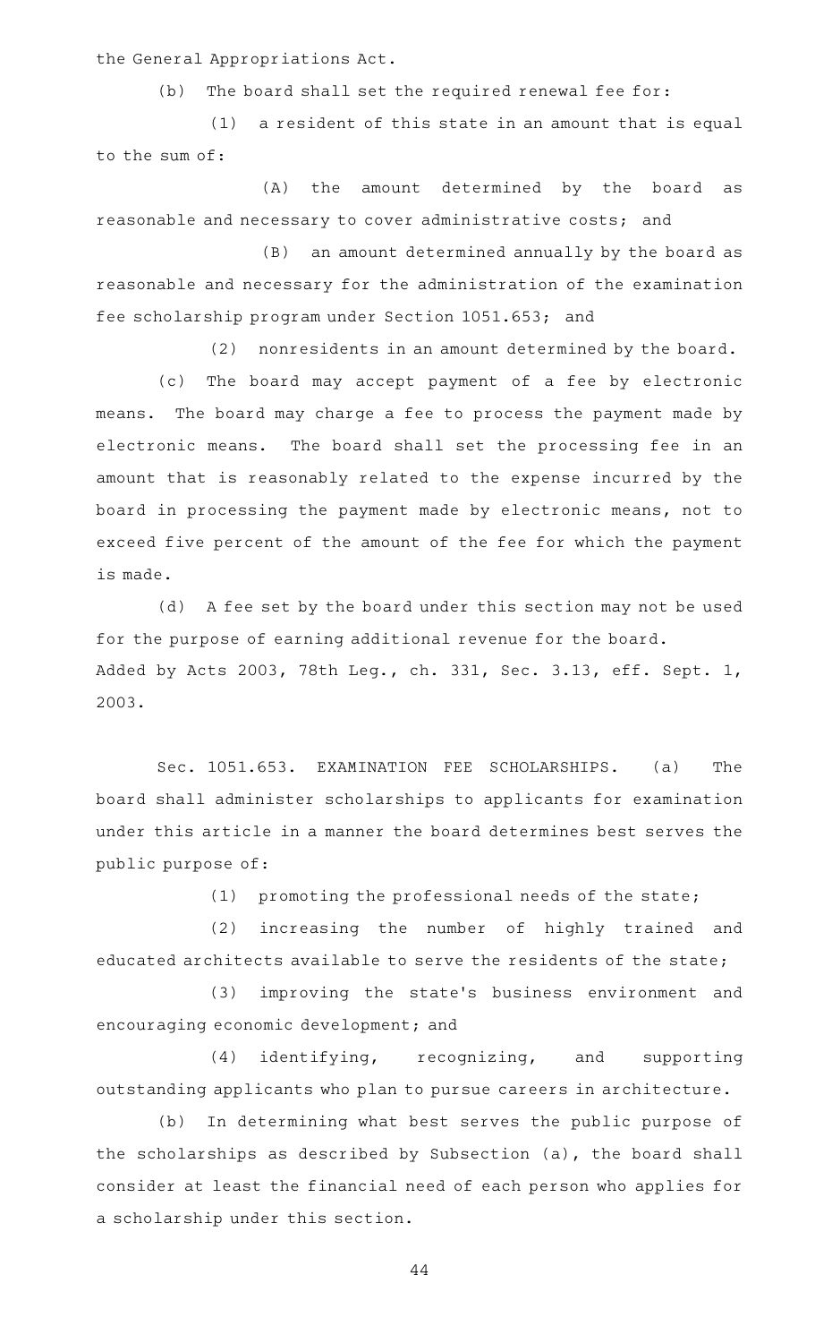the General Appropriations Act.

(b) The board shall set the required renewal fee for:

(1) a resident of this state in an amount that is equal to the sum of:

(A) the amount determined by the board as reasonable and necessary to cover administrative costs; and

(B) an amount determined annually by the board as reasonable and necessary for the administration of the examination fee scholarship program under Section 1051.653; and

(2) nonresidents in an amount determined by the board.

(c) The board may accept payment of a fee by electronic means. The board may charge a fee to process the payment made by electronic means. The board shall set the processing fee in an amount that is reasonably related to the expense incurred by the board in processing the payment made by electronic means, not to exceed five percent of the amount of the fee for which the payment is made.

(d) A fee set by the board under this section may not be used for the purpose of earning additional revenue for the board.

Added by Acts 2003, 78th Leg., ch. 331, Sec. 3.13, eff. Sept. 1, 2003.

Sec. 1051.653. EXAMINATION FEE SCHOLARSHIPS. (a) The board shall administer scholarships to applicants for examination under this article in a manner the board determines best serves the public purpose of:

(1) promoting the professional needs of the state;

(2) increasing the number of highly trained and educated architects available to serve the residents of the state;

(3) improving the state's business environment and encouraging economic development; and

(4) identifying, recognizing, and supporting outstanding applicants who plan to pursue careers in architecture.

(b) In determining what best serves the public purpose of the scholarships as described by Subsection (a), the board shall consider at least the financial need of each person who applies for a scholarship under this section.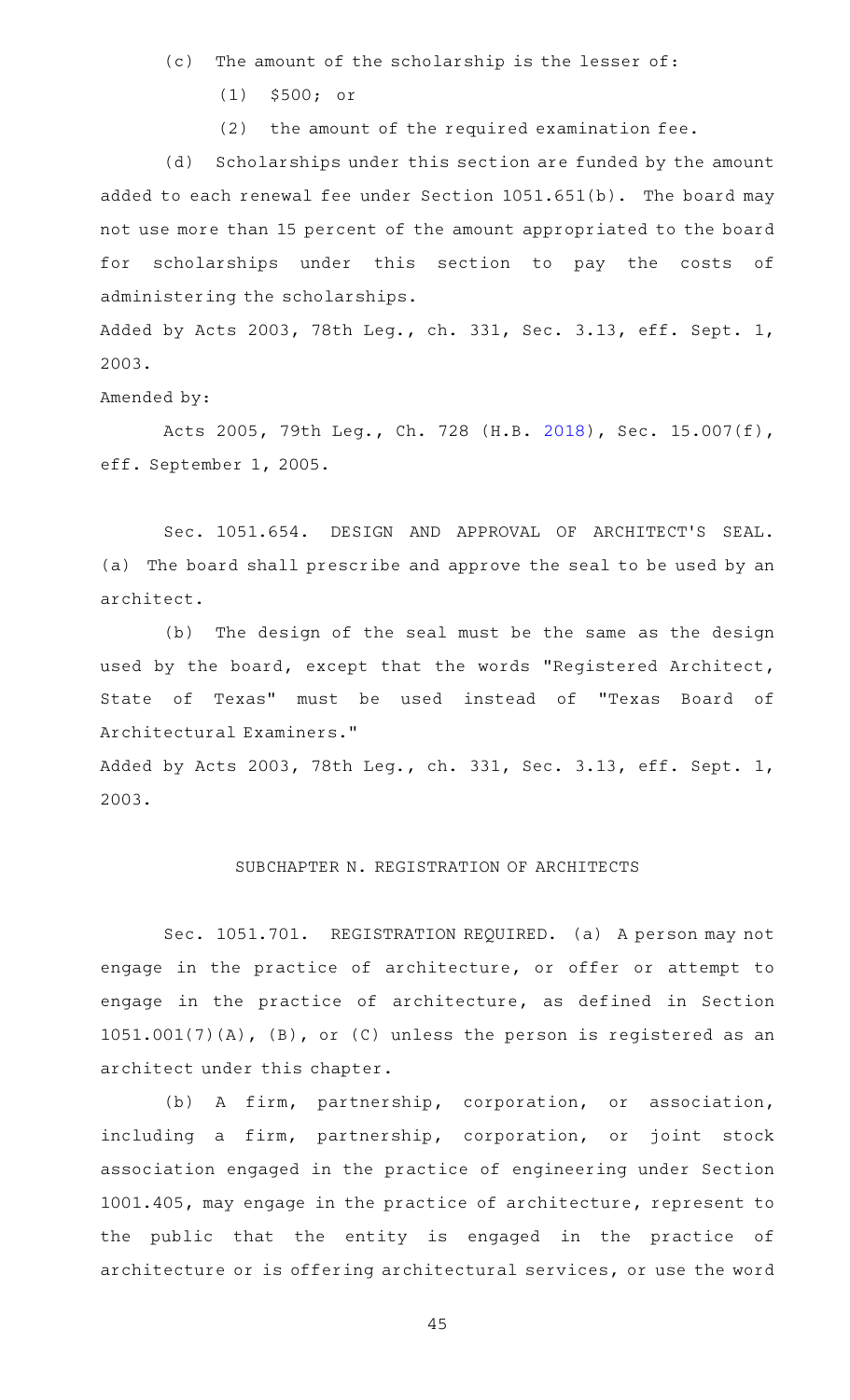(c) The amount of the scholarship is the lesser of:

(1) $500; or

(2) the amount of the required examination fee.

(d) Scholarships under this section are funded by the amount added to each renewal fee under Section 1051.651(b). The board may not use more than 15 percent of the amount appropriated to the board for scholarships under this section to pay the costs of administering the scholarships.

Added by Acts 2003, 78th Leg., ch. 331, Sec. 3.13, eff. Sept. 1, 2003.

Amended by:

Acts 2005, 79th Leg., Ch. 728 (H.B. 2018), Sec. 15.007(f), eff. September 1, 2005.

Sec. 1051.654. DESIGN AND APPROVAL OF ARCHITECT'S SEAL. (a) The board shall prescribe and approve the seal to be used by an architect.

(b) The design of the seal must be the same as the design used by the board, except that the words "Registered Architect, State of Texas" must be used instead of "Texas Board of Architectural Examiners."

Added by Acts 2003, 78th Leg., ch. 331, Sec. 3.13, eff. Sept. 1, 2003.

## SUBCHAPTER N. REGISTRATION OF ARCHITECTS

Sec. 1051.701. REGISTRATION REQUIRED. (a) A person may not engage in the practice of architecture, or offer or attempt to engage in the practice of architecture, as defined in Section 1051.001(7)(A), (B), or (C) unless the person is registered as an architect under this chapter.

(b) A firm, partnership, corporation, or association, including a firm, partnership, corporation, or joint stock association engaged in the practice of engineering under Section 1001.405, may engage in the practice of architecture, represent to the public that the entity is engaged in the practice of architecture or is offering architectural services, or use the word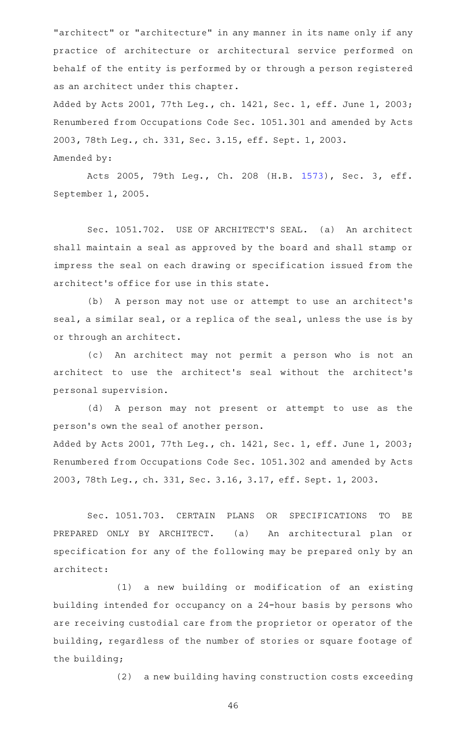"architect" or "architecture" in any manner in its name only if any practice of architecture or architectural service performed on behalf of the entity is performed by or through a person registered as an architect under this chapter.

Added by Acts 2001, 77th Leg., ch. 1421, Sec. 1, eff. June 1, 2003; Renumbered from Occupations Code Sec. 1051.301 and amended by Acts 2003, 78th Leg., ch. 331, Sec. 3.15, eff. Sept. 1, 2003.

Amended by:

Acts 2005, 79th Leg., Ch. 208 (H.B. 1573), Sec. 3, eff. September 1, 2005.

Sec. 1051.702. USE OF ARCHITECT'S SEAL. (a) An architect shall maintain a seal as approved by the board and shall stamp or impress the seal on each drawing or specification issued from the architect's office for use in this state.

(b) A person may not use or attempt to use an architect's seal, a similar seal, or a replica of the seal, unless the use is by or through an architect.

(c) An architect may not permit a person who is not an architect to use the architect's seal without the architect's personal supervision.

(d) A person may not present or attempt to use as the person's own the seal of another person.

Added by Acts 2001, 77th Leg., ch. 1421, Sec. 1, eff. June 1, 2003; Renumbered from Occupations Code Sec. 1051.302 and amended by Acts 2003, 78th Leg., ch. 331, Sec. 3.16, 3.17, eff. Sept. 1, 2003.

Sec. 1051.703. CERTAIN PLANS OR SPECIFICATIONS TO BE PREPARED ONLY BY ARCHITECT. (a) An architectural plan or specification for any of the following may be prepared only by an architect:

(1) a new building or modification of an existing building intended for occupancy on a 24-hour basis by persons who are receiving custodial care from the proprietor or operator of the building, regardless of the number of stories or square footage of the building;

(2) a new building having construction costs exceeding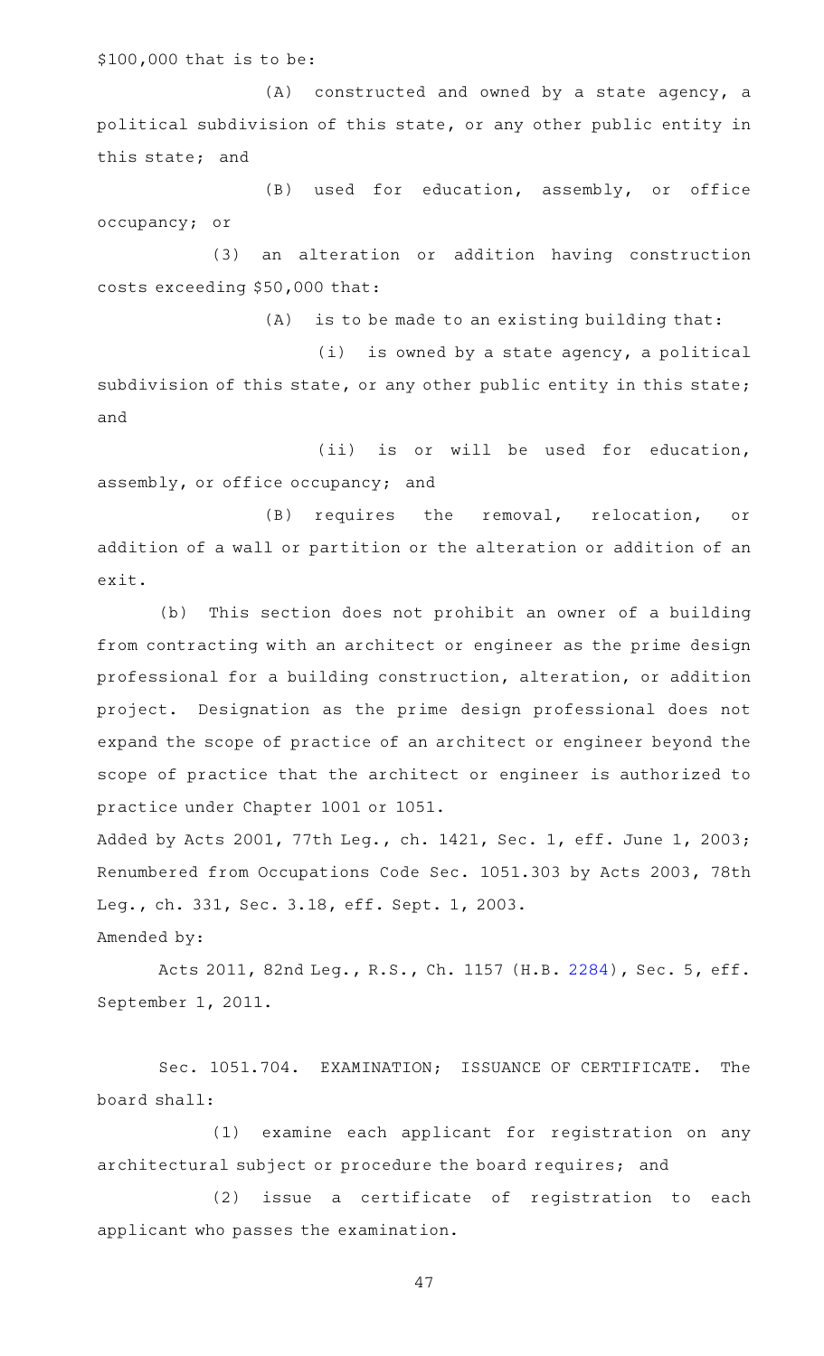$100,000 that is to be:

(A) constructed and owned by a state agency, a political subdivision of this state, or any other public entity in this state; and

(B) used for education, assembly, or office occupancy; or

(3) an alteration or addition having construction costs exceeding $50,000 that:

(A) is to be made to an existing building that:

(i) is owned by a state agency, a political subdivision of this state, or any other public entity in this state; and

(ii) is or will be used for education, assembly, or office occupancy; and

(B) requires the removal, relocation, or addition of a wall or partition or the alteration or addition of an exit.

(b) This section does not prohibit an owner of a building from contracting with an architect or engineer as the prime design professional for a building construction, alteration, or addition project. Designation as the prime design professional does not expand the scope of practice of an architect or engineer beyond the scope of practice that the architect or engineer is authorized to practice under Chapter 1001 or 1051.

Added by Acts 2001, 77th Leg., ch. 1421, Sec. 1, eff. June 1, 2003; Renumbered from Occupations Code Sec. 1051.303 by Acts 2003, 78th Leg., ch. 331, Sec. 3.18, eff. Sept. 1, 2003.

Amended by:

Acts 2011, 82nd Leg., R.S., Ch. 1157 (H.B. 2284), Sec. 5, eff. September 1, 2011.

Sec. 1051.704. EXAMINATION; ISSUANCE OF CERTIFICATE. The board shall:

(1) examine each applicant for registration on any architectural subject or procedure the board requires; and

(2) issue a certificate of registration to each applicant who passes the examination.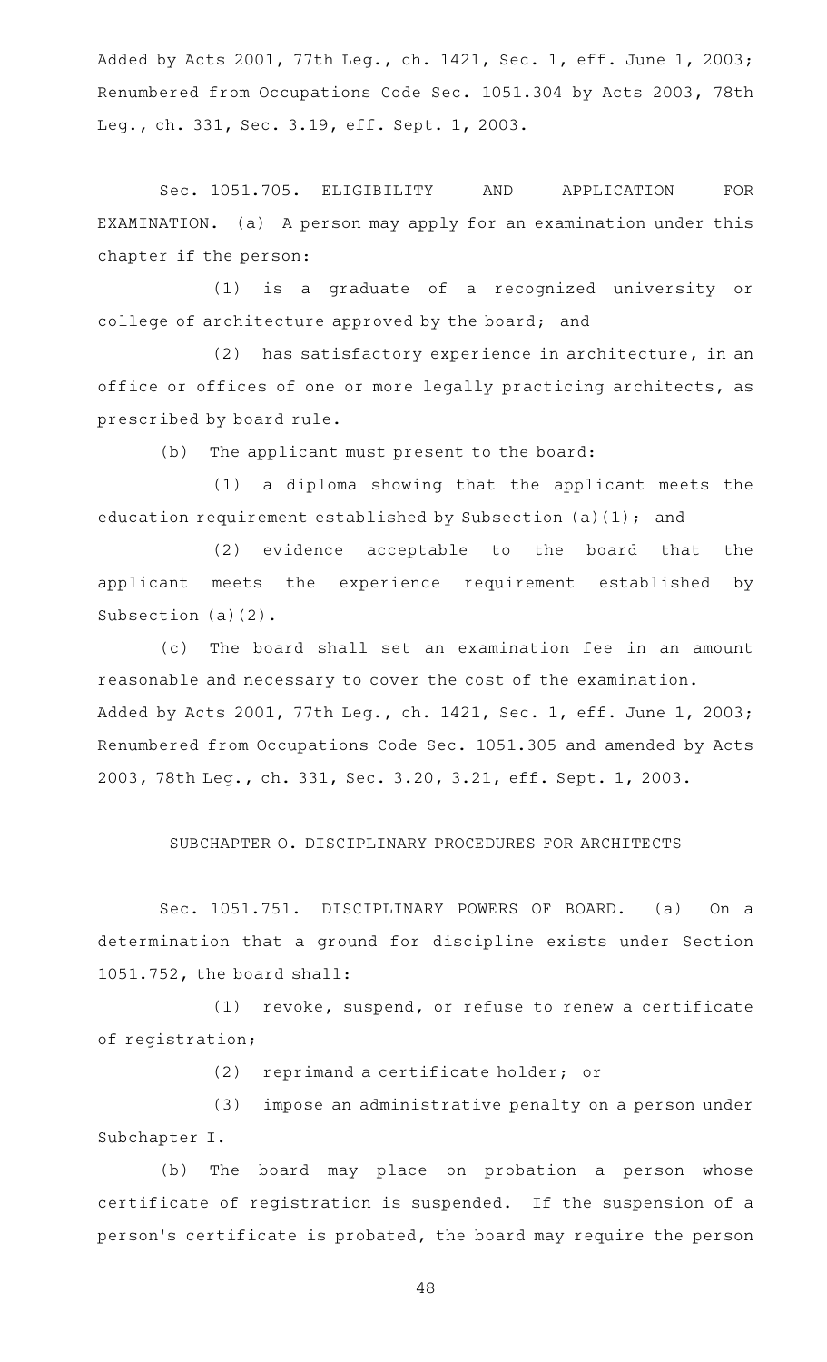Added by Acts 2001, 77th Leg., ch. 1421, Sec. 1, eff. June 1, 2003; Renumbered from Occupations Code Sec. 1051.304 by Acts 2003, 78th Leg., ch. 331, Sec. 3.19, eff. Sept. 1, 2003.

Sec. 1051.705. ELIGIBILITY AND APPLICATION FOR EXAMINATION. (a) A person may apply for an examination under this chapter if the person:

(1) is a graduate of a recognized university or college of architecture approved by the board; and

(2) has satisfactory experience in architecture, in an office or offices of one or more legally practicing architects, as prescribed by board rule.

(b) The applicant must present to the board:

(1) a diploma showing that the applicant meets the education requirement established by Subsection (a)(1); and

(2) evidence acceptable to the board that the applicant meets the experience requirement established by Subsection (a)(2).

(c) The board shall set an examination fee in an amount reasonable and necessary to cover the cost of the examination.

Added by Acts 2001, 77th Leg., ch. 1421, Sec. 1, eff. June 1, 2003; Renumbered from Occupations Code Sec. 1051.305 and amended by Acts 2003, 78th Leg., ch. 331, Sec. 3.20, 3.21, eff. Sept. 1, 2003.

SUBCHAPTER O. DISCIPLINARY PROCEDURES FOR ARCHITECTS

Sec. 1051.751. DISCIPLINARY POWERS OF BOARD. (a) On a determination that a ground for discipline exists under Section 1051.752, the board shall:

(1) revoke, suspend, or refuse to renew a certificate of registration;

(2) reprimand a certificate holder; or

(3) impose an administrative penalty on a person under Subchapter I.

(b) The board may place on probation a person whose certificate of registration is suspended. If the suspension of a person's certificate is probated, the board may require the person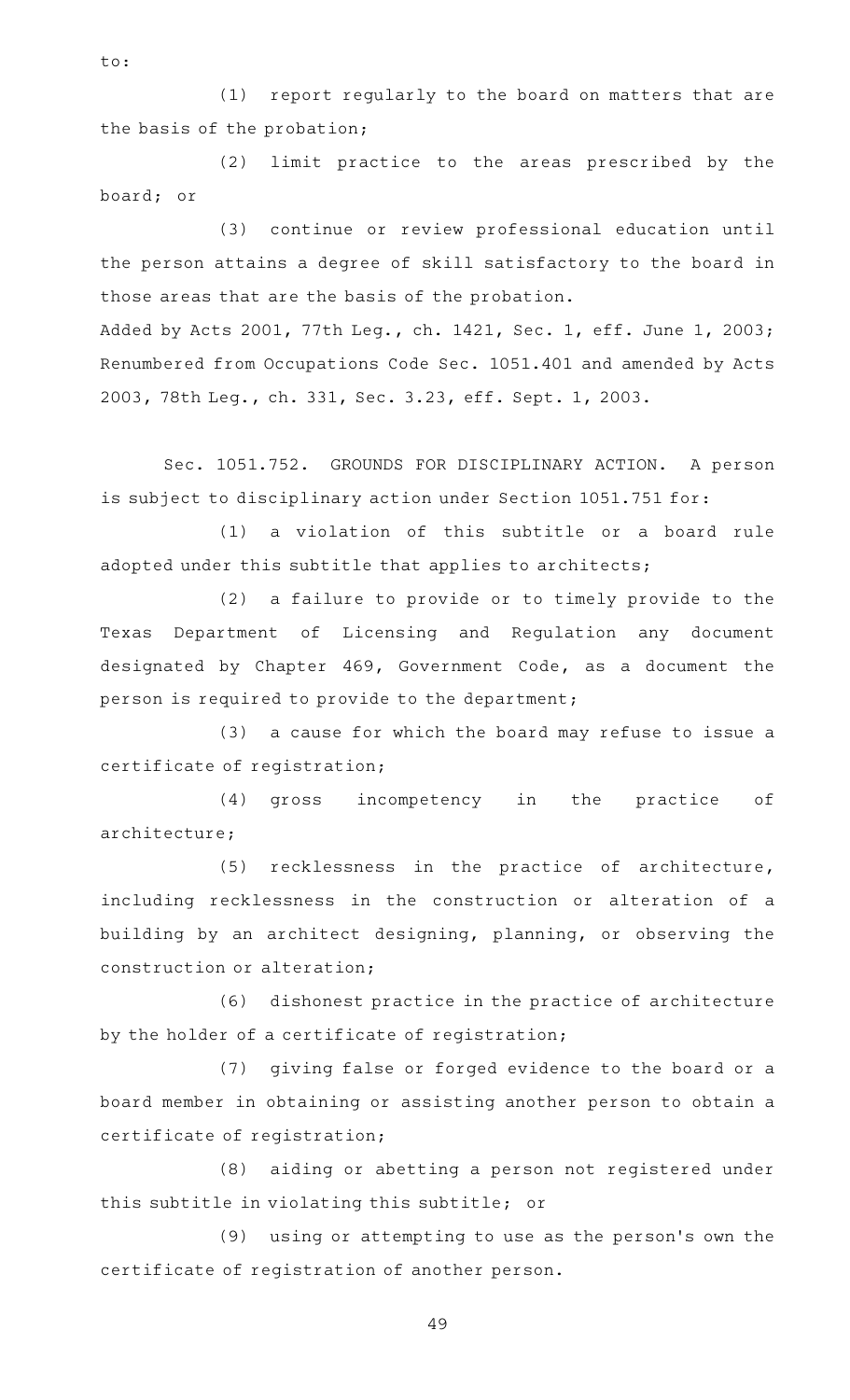to:

(1) report regularly to the board on matters that are the basis of the probation;

(2) limit practice to the areas prescribed by the board; or

(3) continue or review professional education until the person attains a degree of skill satisfactory to the board in those areas that are the basis of the probation.

Added by Acts 2001, 77th Leg., ch. 1421, Sec. 1, eff. June 1, 2003; Renumbered from Occupations Code Sec. 1051.401 and amended by Acts 2003, 78th Leg., ch. 331, Sec. 3.23, eff. Sept. 1, 2003.

Sec. 1051.752. GROUNDS FOR DISCIPLINARY ACTION. A person is subject to disciplinary action under Section 1051.751 for:

(1) a violation of this subtitle or a board rule adopted under this subtitle that applies to architects;

(2) a failure to provide or to timely provide to the Texas Department of Licensing and Regulation any document designated by Chapter 469, Government Code, as a document the person is required to provide to the department;

(3) a cause for which the board may refuse to issue a certificate of registration;

(4) gross incompetency in the practice of architecture;

(5) recklessness in the practice of architecture, including recklessness in the construction or alteration of a building by an architect designing, planning, or observing the construction or alteration;

(6) dishonest practice in the practice of architecture by the holder of a certificate of registration;

(7) giving false or forged evidence to the board or a board member in obtaining or assisting another person to obtain a certificate of registration;

(8) aiding or abetting a person not registered under this subtitle in violating this subtitle; or

(9) using or attempting to use as the person's own the certificate of registration of another person.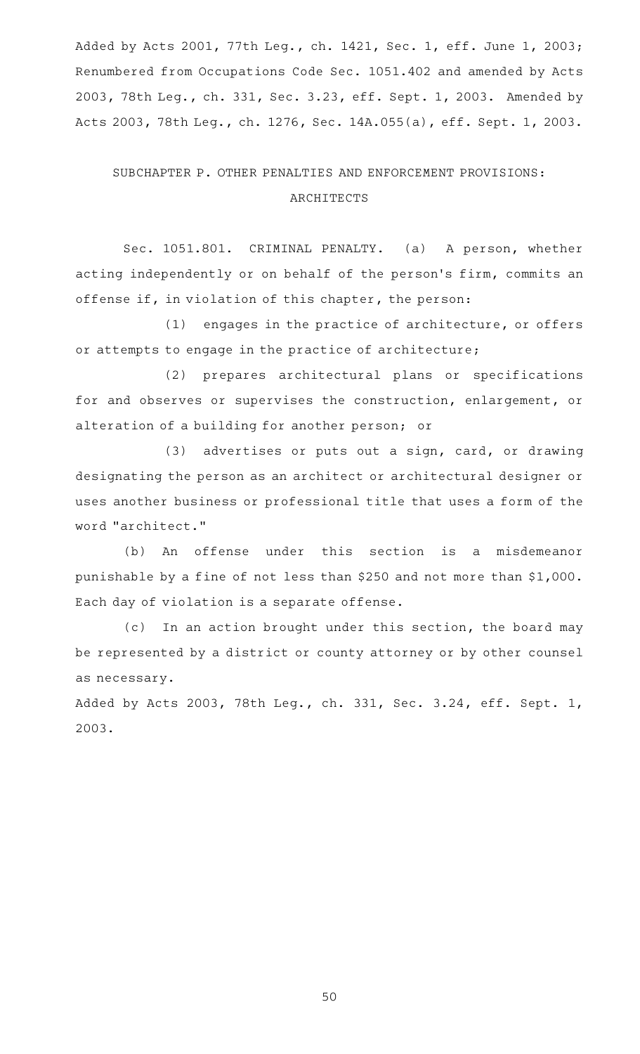Added by Acts 2001, 77th Leg., ch. 1421, Sec. 1, eff. June 1, 2003; Renumbered from Occupations Code Sec. 1051.402 and amended by Acts 2003, 78th Leg., ch. 331, Sec. 3.23, eff. Sept. 1, 2003. Amended by Acts 2003, 78th Leg., ch. 1276, Sec. 14A.055(a), eff. Sept. 1, 2003.

## SUBCHAPTER P. OTHER PENALTIES AND ENFORCEMENT PROVISIONS: ARCHITECTS

Sec. 1051.801. CRIMINAL PENALTY. (a) A person, whether acting independently or on behalf of the person's firm, commits an offense if, in violation of this chapter, the person:

(1) engages in the practice of architecture, or offers or attempts to engage in the practice of architecture;

(2) prepares architectural plans or specifications for and observes or supervises the construction, enlargement, or alteration of a building for another person; or

(3) advertises or puts out a sign, card, or drawing designating the person as an architect or architectural designer or uses another business or professional title that uses a form of the word "architect."

(b) An offense under this section is a misdemeanor punishable by a fine of not less than $250 and not more than $1,000. Each day of violation is a separate offense.

(c) In an action brought under this section, the board may be represented by a district or county attorney or by other counsel as necessary.

Added by Acts 2003, 78th Leg., ch. 331, Sec. 3.24, eff. Sept. 1, 2003.